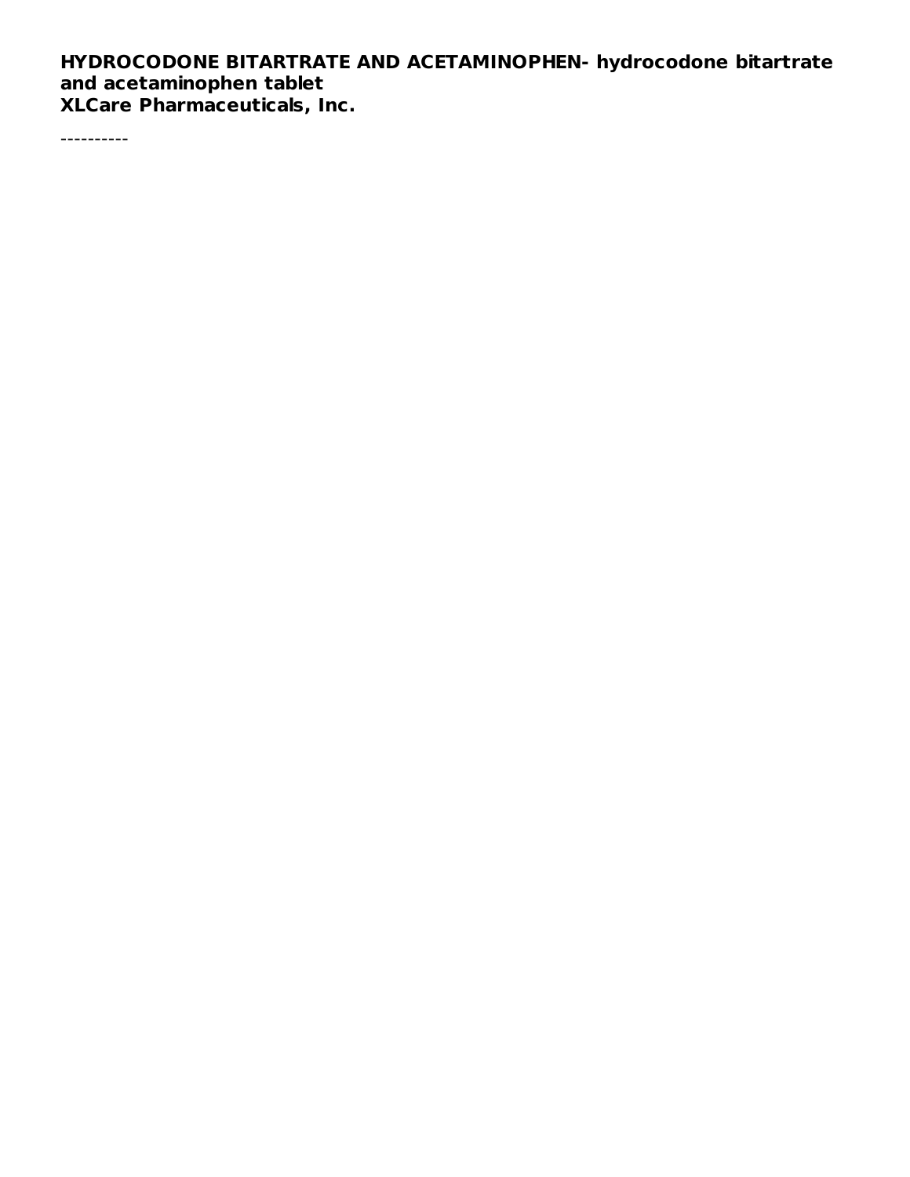**HYDROCODONE BITARTRATE AND ACETAMINOPHEN- hydrocodone bitartrate and acetaminophen tablet**
**XLCare Pharmaceuticals, Inc.**

----------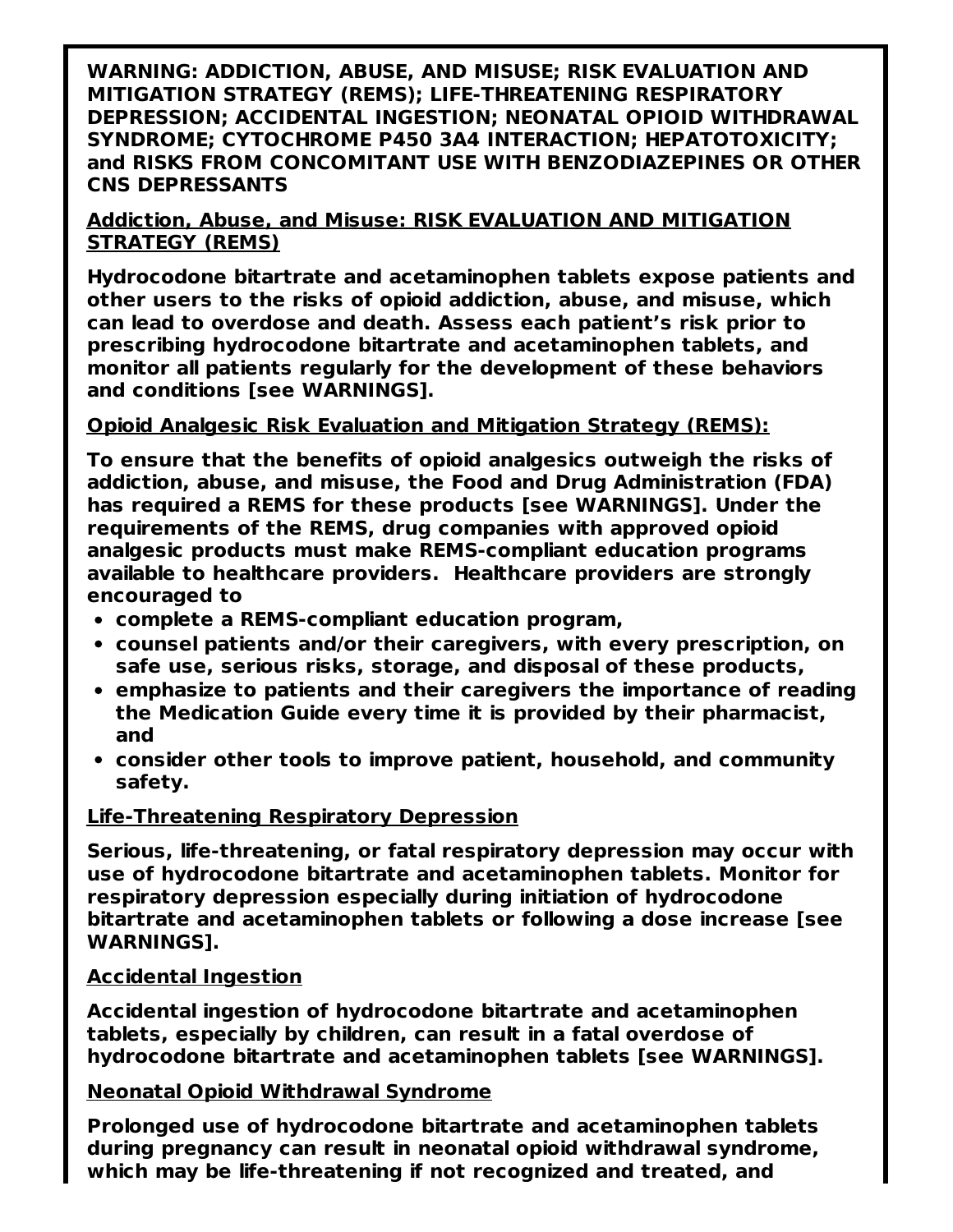**WARNING: ADDICTION, ABUSE, AND MISUSE; RISK EVALUATION AND MITIGATION STRATEGY (REMS); LIFE-THREATENING RESPIRATORY DEPRESSION; ACCIDENTAL INGESTION; NEONATAL OPIOID WITHDRAWAL SYNDROME; CYTOCHROME P450 3A4 INTERACTION; HEPATOTOXICITY; and RISKS FROM CONCOMITANT USE WITH BENZODIAZEPINES OR OTHER CNS DEPRESSANTS**

**Addiction, Abuse, and Misuse: RISK EVALUATION AND MITIGATION STRATEGY (REMS)**

**Hydrocodone bitartrate and acetaminophen tablets expose patients and other users to the risks of opioid addiction, abuse, and misuse, which can lead to overdose and death. Assess each patient's risk prior to prescribing hydrocodone bitartrate and acetaminophen tablets, and monitor all patients regularly for the development of these behaviors and conditions [see WARNINGS].**

**Opioid Analgesic Risk Evaluation and Mitigation Strategy (REMS):**

**To ensure that the benefits of opioid analgesics outweigh the risks of addiction, abuse, and misuse, the Food and Drug Administration (FDA) has required a REMS for these products [see WARNINGS]. Under the requirements of the REMS, drug companies with approved opioid analgesic products must make REMS-compliant education programs available to healthcare providers. Healthcare providers are strongly encouraged to**

- **complete a REMS-compliant education program,**
- **counsel patients and/or their caregivers, with every prescription, on safe use, serious risks, storage, and disposal of these products,**
- **emphasize to patients and their caregivers the importance of reading the Medication Guide every time it is provided by their pharmacist, and**
- **consider other tools to improve patient, household, and community safety.**

**Life-Threatening Respiratory Depression**

**Serious, life-threatening, or fatal respiratory depression may occur with use of hydrocodone bitartrate and acetaminophen tablets. Monitor for respiratory depression especially during initiation of hydrocodone bitartrate and acetaminophen tablets or following a dose increase [see WARNINGS].**

**Accidental Ingestion**

**Accidental ingestion of hydrocodone bitartrate and acetaminophen tablets, especially by children, can result in a fatal overdose of hydrocodone bitartrate and acetaminophen tablets [see WARNINGS].**

**Neonatal Opioid Withdrawal Syndrome**

**Prolonged use of hydrocodone bitartrate and acetaminophen tablets during pregnancy can result in neonatal opioid withdrawal syndrome, which may be life-threatening if not recognized and treated, and**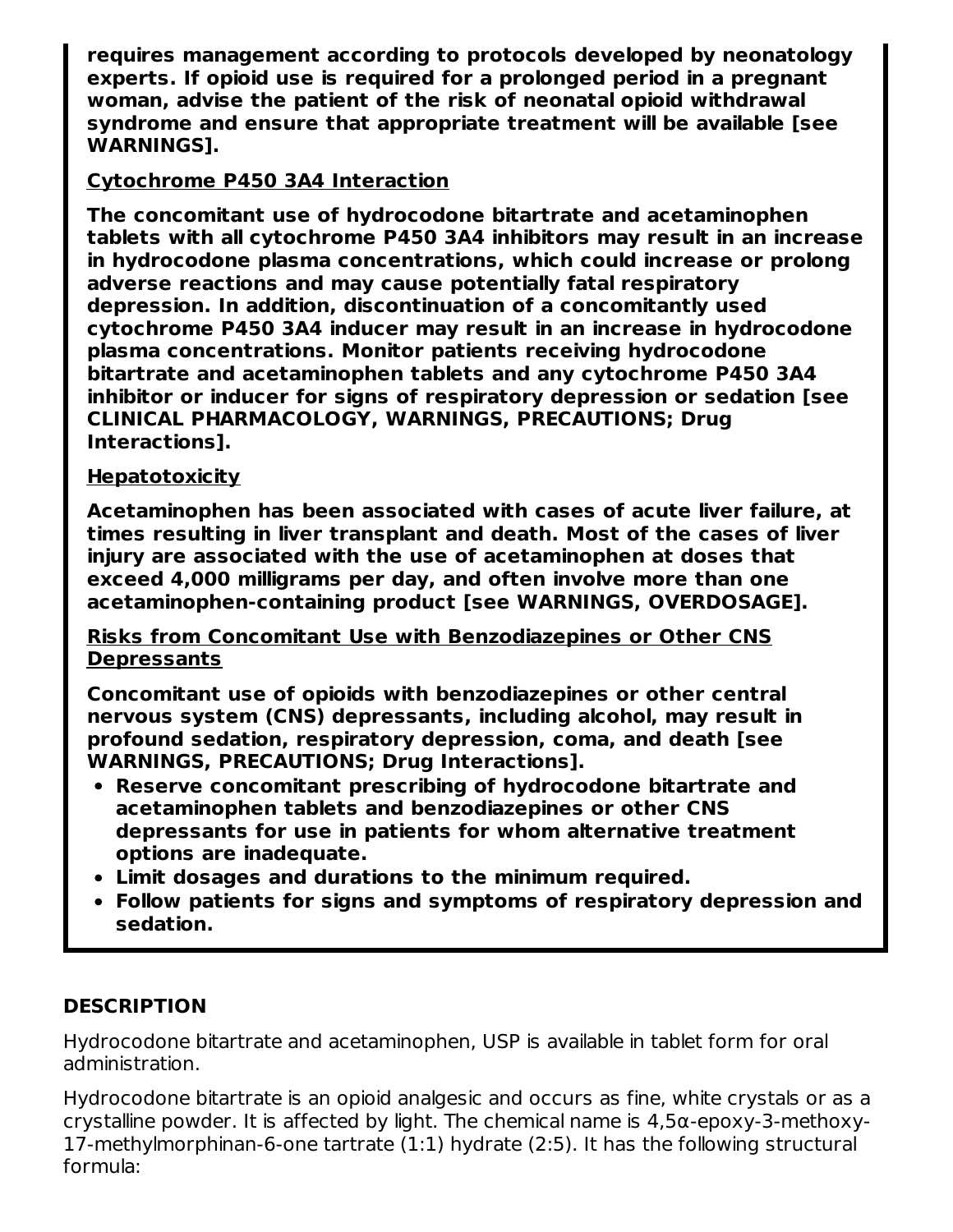**requires management according to protocols developed by neonatology experts. If opioid use is required for a prolonged period in a pregnant woman, advise the patient of the risk of neonatal opioid withdrawal syndrome and ensure that appropriate treatment will be available [see WARNINGS].**

**Cytochrome P450 3A4 Interaction**

**The concomitant use of hydrocodone bitartrate and acetaminophen tablets with all cytochrome P450 3A4 inhibitors may result in an increase in hydrocodone plasma concentrations, which could increase or prolong adverse reactions and may cause potentially fatal respiratory depression. In addition, discontinuation of a concomitantly used cytochrome P450 3A4 inducer may result in an increase in hydrocodone plasma concentrations. Monitor patients receiving hydrocodone bitartrate and acetaminophen tablets and any cytochrome P450 3A4 inhibitor or inducer for signs of respiratory depression or sedation [see CLINICAL PHARMACOLOGY, WARNINGS, PRECAUTIONS; Drug Interactions].**

**Hepatotoxicity**

**Acetaminophen has been associated with cases of acute liver failure, at times resulting in liver transplant and death. Most of the cases of liver injury are associated with the use of acetaminophen at doses that exceed 4,000 milligrams per day, and often involve more than one acetaminophen-containing product [see WARNINGS, OVERDOSAGE].**

**Risks from Concomitant Use with Benzodiazepines or Other CNS Depressants**

**Concomitant use of opioids with benzodiazepines or other central nervous system (CNS) depressants, including alcohol, may result in profound sedation, respiratory depression, coma, and death [see WARNINGS, PRECAUTIONS; Drug Interactions].**

- **Reserve concomitant prescribing of hydrocodone bitartrate and acetaminophen tablets and benzodiazepines or other CNS depressants for use in patients for whom alternative treatment options are inadequate.**
- **Limit dosages and durations to the minimum required.**
- **Follow patients for signs and symptoms of respiratory depression and sedation.**

## DESCRIPTION

Hydrocodone bitartrate and acetaminophen, USP is available in tablet form for oral administration.

Hydrocodone bitartrate is an opioid analgesic and occurs as fine, white crystals or as a crystalline powder. It is affected by light. The chemical name is 4,5α-epoxy-3-methoxy-17-methylmorphinan-6-one tartrate (1:1) hydrate (2:5). It has the following structural formula: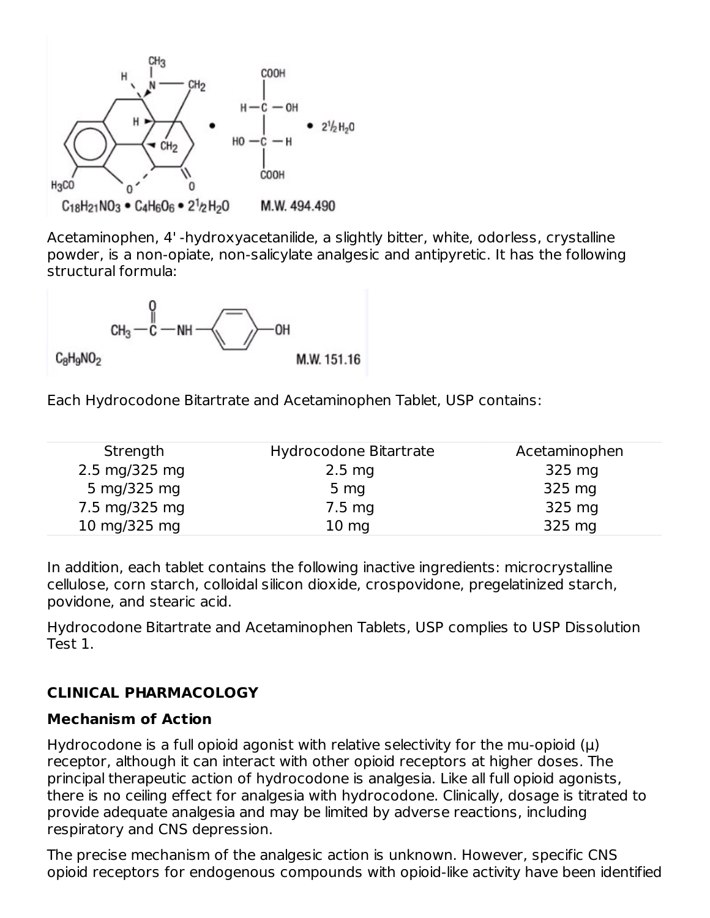$C_{18}H_{21}NO_3 \cdot C_4H_6O_6 \cdot 2\frac{1}{2}H_2O$ M.W. 494.490

Acetaminophen, 4' -hydroxyacetanilide, a slightly bitter, white, odorless, crystalline powder, is a non-opiate, non-salicylate analgesic and antipyretic. It has the following structural formula:

$C_8H_9NO_2$ M.W. 151.16

Each Hydrocodone Bitartrate and Acetaminophen Tablet, USP contains:

| Strength | Hydrocodone Bitartrate | Acetaminophen |
|---|---|---|
| 2.5 mg/325 mg | 2.5 mg | 325 mg |
| 5 mg/325 mg | 5 mg | 325 mg |
| 7.5 mg/325 mg | 7.5 mg | 325 mg |
| 10 mg/325 mg | 10 mg | 325 mg |

In addition, each tablet contains the following inactive ingredients: microcrystalline cellulose, corn starch, colloidal silicon dioxide, crospovidone, pregelatinized starch, povidone, and stearic acid.

Hydrocodone Bitartrate and Acetaminophen Tablets, USP complies to USP Dissolution Test 1.

## CLINICAL PHARMACOLOGY

### Mechanism of Action

Hydrocodone is a full opioid agonist with relative selectivity for the mu-opioid (μ) receptor, although it can interact with other opioid receptors at higher doses. The principal therapeutic action of hydrocodone is analgesia. Like all full opioid agonists, there is no ceiling effect for analgesia with hydrocodone. Clinically, dosage is titrated to provide adequate analgesia and may be limited by adverse reactions, including respiratory and CNS depression.

The precise mechanism of the analgesic action is unknown. However, specific CNS opioid receptors for endogenous compounds with opioid-like activity have been identified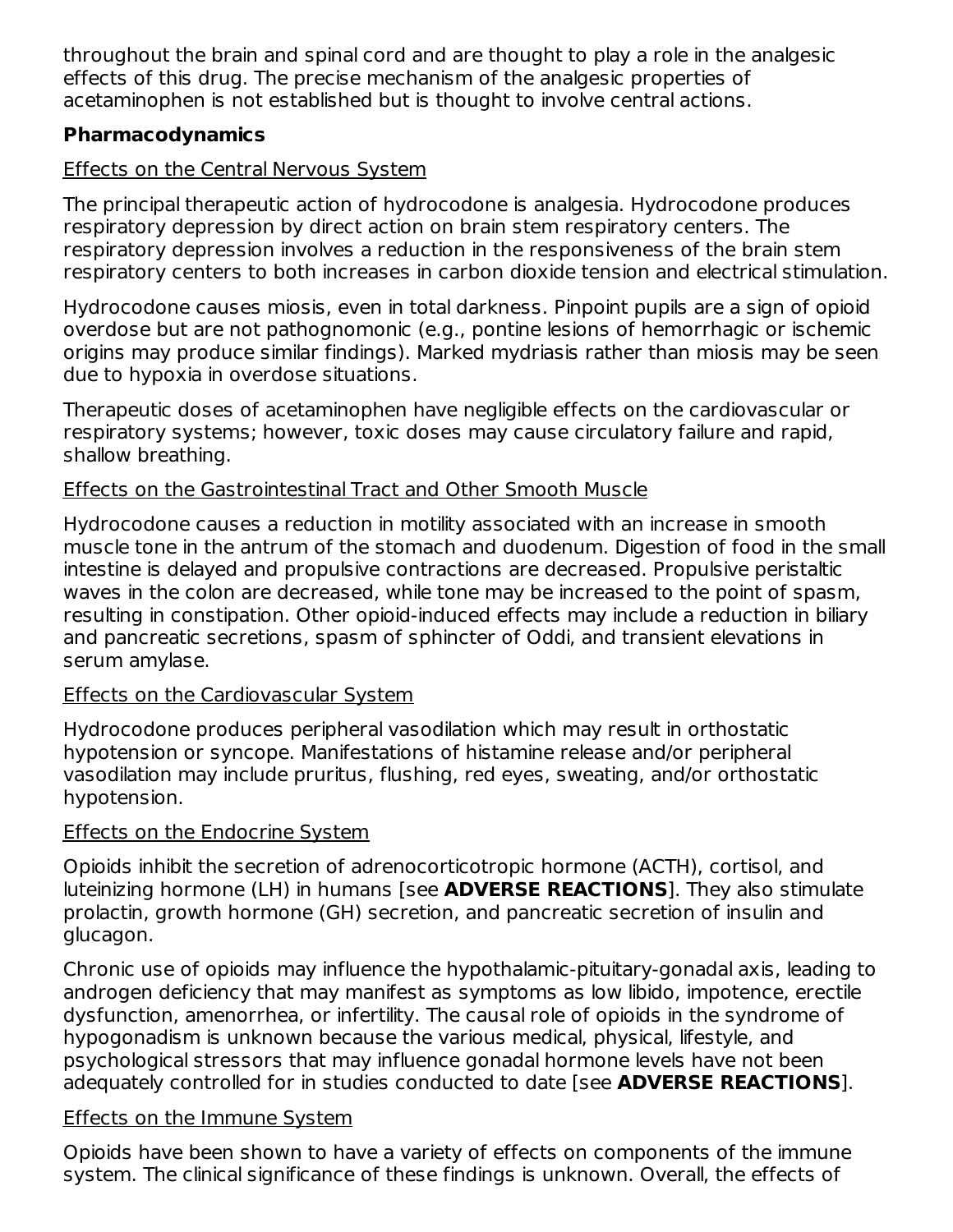throughout the brain and spinal cord and are thought to play a role in the analgesic effects of this drug. The precise mechanism of the analgesic properties of acetaminophen is not established but is thought to involve central actions.

**Pharmacodynamics**

Effects on the Central Nervous System

The principal therapeutic action of hydrocodone is analgesia. Hydrocodone produces respiratory depression by direct action on brain stem respiratory centers. The respiratory depression involves a reduction in the responsiveness of the brain stem respiratory centers to both increases in carbon dioxide tension and electrical stimulation.

Hydrocodone causes miosis, even in total darkness. Pinpoint pupils are a sign of opioid overdose but are not pathognomonic (e.g., pontine lesions of hemorrhagic or ischemic origins may produce similar findings). Marked mydriasis rather than miosis may be seen due to hypoxia in overdose situations.

Therapeutic doses of acetaminophen have negligible effects on the cardiovascular or respiratory systems; however, toxic doses may cause circulatory failure and rapid, shallow breathing.

Effects on the Gastrointestinal Tract and Other Smooth Muscle

Hydrocodone causes a reduction in motility associated with an increase in smooth muscle tone in the antrum of the stomach and duodenum. Digestion of food in the small intestine is delayed and propulsive contractions are decreased. Propulsive peristaltic waves in the colon are decreased, while tone may be increased to the point of spasm, resulting in constipation. Other opioid-induced effects may include a reduction in biliary and pancreatic secretions, spasm of sphincter of Oddi, and transient elevations in serum amylase.

Effects on the Cardiovascular System

Hydrocodone produces peripheral vasodilation which may result in orthostatic hypotension or syncope. Manifestations of histamine release and/or peripheral vasodilation may include pruritus, flushing, red eyes, sweating, and/or orthostatic hypotension.

Effects on the Endocrine System

Opioids inhibit the secretion of adrenocorticotropic hormone (ACTH), cortisol, and luteinizing hormone (LH) in humans [see **ADVERSE REACTIONS**]. They also stimulate prolactin, growth hormone (GH) secretion, and pancreatic secretion of insulin and glucagon.

Chronic use of opioids may influence the hypothalamic-pituitary-gonadal axis, leading to androgen deficiency that may manifest as symptoms as low libido, impotence, erectile dysfunction, amenorrhea, or infertility. The causal role of opioids in the syndrome of hypogonadism is unknown because the various medical, physical, lifestyle, and psychological stressors that may influence gonadal hormone levels have not been adequately controlled for in studies conducted to date [see **ADVERSE REACTIONS**].

Effects on the Immune System

Opioids have been shown to have a variety of effects on components of the immune system. The clinical significance of these findings is unknown. Overall, the effects of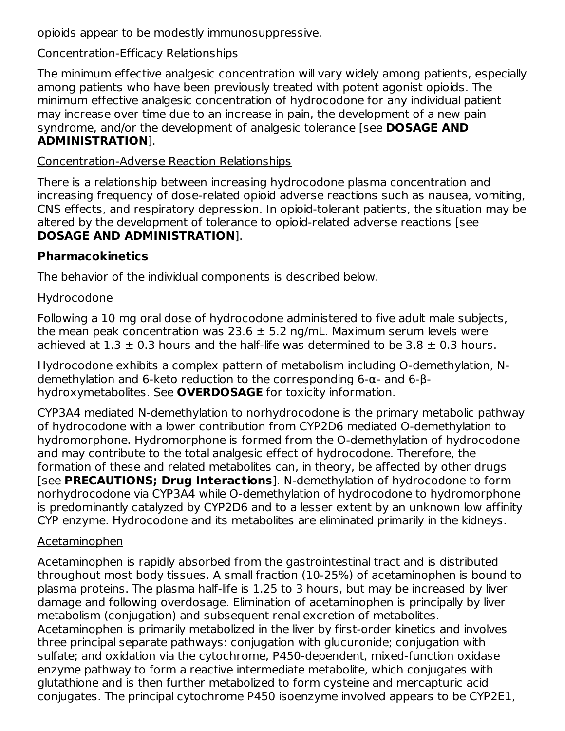opioids appear to be modestly immunosuppressive.

Concentration-Efficacy Relationships

The minimum effective analgesic concentration will vary widely among patients, especially among patients who have been previously treated with potent agonist opioids. The minimum effective analgesic concentration of hydrocodone for any individual patient may increase over time due to an increase in pain, the development of a new pain syndrome, and/or the development of analgesic tolerance [see **DOSAGE AND ADMINISTRATION**].

Concentration-Adverse Reaction Relationships

There is a relationship between increasing hydrocodone plasma concentration and increasing frequency of dose-related opioid adverse reactions such as nausea, vomiting, CNS effects, and respiratory depression. In opioid-tolerant patients, the situation may be altered by the development of tolerance to opioid-related adverse reactions [see **DOSAGE AND ADMINISTRATION**].

**Pharmacokinetics**

The behavior of the individual components is described below.

Hydrocodone

Following a 10 mg oral dose of hydrocodone administered to five adult male subjects, the mean peak concentration was 23.6 ± 5.2 ng/mL. Maximum serum levels were achieved at 1.3 ± 0.3 hours and the half-life was determined to be 3.8 ± 0.3 hours.

Hydrocodone exhibits a complex pattern of metabolism including O-demethylation, N-demethylation and 6-keto reduction to the corresponding 6-α- and 6-β-hydroxymetabolites. See **OVERDOSAGE** for toxicity information.

CYP3A4 mediated N-demethylation to norhydrocodone is the primary metabolic pathway of hydrocodone with a lower contribution from CYP2D6 mediated O-demethylation to hydromorphone. Hydromorphone is formed from the O-demethylation of hydrocodone and may contribute to the total analgesic effect of hydrocodone. Therefore, the formation of these and related metabolites can, in theory, be affected by other drugs [see **PRECAUTIONS; Drug Interactions**]. N-demethylation of hydrocodone to form norhydrocodone via CYP3A4 while O-demethylation of hydrocodone to hydromorphone is predominantly catalyzed by CYP2D6 and to a lesser extent by an unknown low affinity CYP enzyme. Hydrocodone and its metabolites are eliminated primarily in the kidneys.

Acetaminophen

Acetaminophen is rapidly absorbed from the gastrointestinal tract and is distributed throughout most body tissues. A small fraction (10-25%) of acetaminophen is bound to plasma proteins. The plasma half-life is 1.25 to 3 hours, but may be increased by liver damage and following overdosage. Elimination of acetaminophen is principally by liver metabolism (conjugation) and subsequent renal excretion of metabolites. Acetaminophen is primarily metabolized in the liver by first-order kinetics and involves three principal separate pathways: conjugation with glucuronide; conjugation with sulfate; and oxidation via the cytochrome, P450-dependent, mixed-function oxidase enzyme pathway to form a reactive intermediate metabolite, which conjugates with glutathione and is then further metabolized to form cysteine and mercapturic acid conjugates. The principal cytochrome P450 isoenzyme involved appears to be CYP2E1,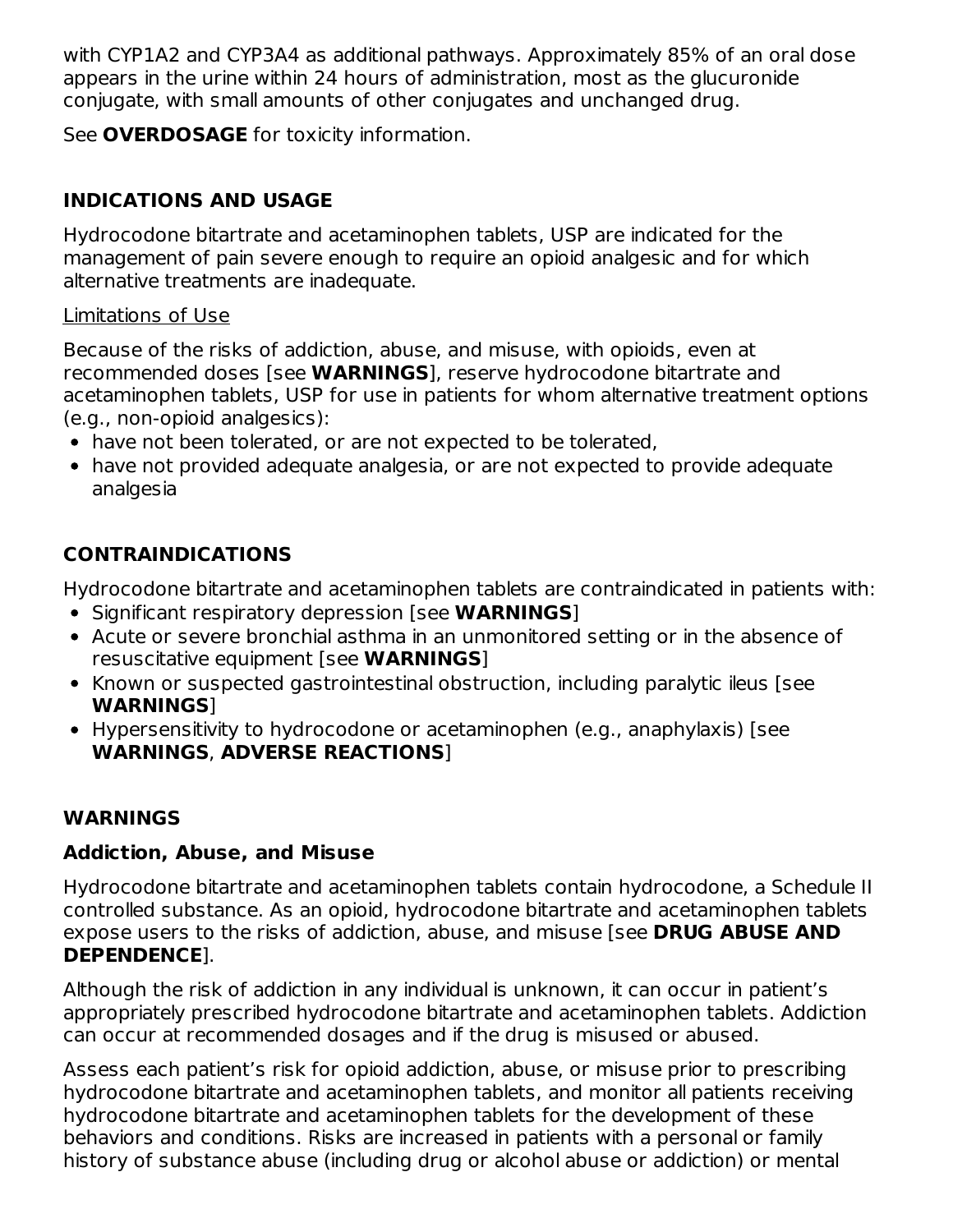with CYP1A2 and CYP3A4 as additional pathways. Approximately 85% of an oral dose appears in the urine within 24 hours of administration, most as the glucuronide conjugate, with small amounts of other conjugates and unchanged drug.

See **OVERDOSAGE** for toxicity information.

## INDICATIONS AND USAGE

Hydrocodone bitartrate and acetaminophen tablets, USP are indicated for the management of pain severe enough to require an opioid analgesic and for which alternative treatments are inadequate.

Limitations of Use

Because of the risks of addiction, abuse, and misuse, with opioids, even at recommended doses [see **WARNINGS**], reserve hydrocodone bitartrate and acetaminophen tablets, USP for use in patients for whom alternative treatment options (e.g., non-opioid analgesics):

- have not been tolerated, or are not expected to be tolerated,
- have not provided adequate analgesia, or are not expected to provide adequate analgesia

## CONTRAINDICATIONS

Hydrocodone bitartrate and acetaminophen tablets are contraindicated in patients with:

- Significant respiratory depression [see **WARNINGS**]
- Acute or severe bronchial asthma in an unmonitored setting or in the absence of resuscitative equipment [see **WARNINGS**]
- Known or suspected gastrointestinal obstruction, including paralytic ileus [see **WARNINGS**]
- Hypersensitivity to hydrocodone or acetaminophen (e.g., anaphylaxis) [see **WARNINGS**, **ADVERSE REACTIONS**]

## WARNINGS

### Addiction, Abuse, and Misuse

Hydrocodone bitartrate and acetaminophen tablets contain hydrocodone, a Schedule II controlled substance. As an opioid, hydrocodone bitartrate and acetaminophen tablets expose users to the risks of addiction, abuse, and misuse [see **DRUG ABUSE AND DEPENDENCE**].

Although the risk of addiction in any individual is unknown, it can occur in patient's appropriately prescribed hydrocodone bitartrate and acetaminophen tablets. Addiction can occur at recommended dosages and if the drug is misused or abused.

Assess each patient's risk for opioid addiction, abuse, or misuse prior to prescribing hydrocodone bitartrate and acetaminophen tablets, and monitor all patients receiving hydrocodone bitartrate and acetaminophen tablets for the development of these behaviors and conditions. Risks are increased in patients with a personal or family history of substance abuse (including drug or alcohol abuse or addiction) or mental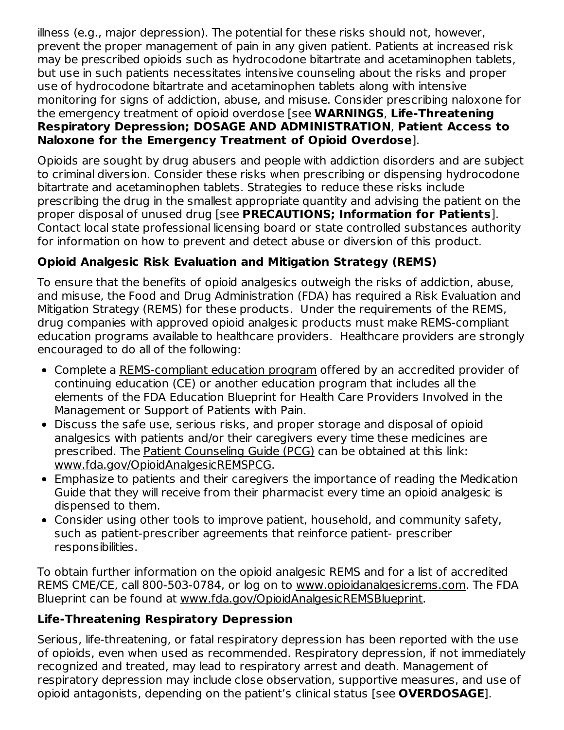illness (e.g., major depression). The potential for these risks should not, however, prevent the proper management of pain in any given patient. Patients at increased risk may be prescribed opioids such as hydrocodone bitartrate and acetaminophen tablets, but use in such patients necessitates intensive counseling about the risks and proper use of hydrocodone bitartrate and acetaminophen tablets along with intensive monitoring for signs of addiction, abuse, and misuse. Consider prescribing naloxone for the emergency treatment of opioid overdose [see **WARNINGS**, **Life-Threatening Respiratory Depression; DOSAGE AND ADMINISTRATION**, **Patient Access to Naloxone for the Emergency Treatment of Opioid Overdose**].

Opioids are sought by drug abusers and people with addiction disorders and are subject to criminal diversion. Consider these risks when prescribing or dispensing hydrocodone bitartrate and acetaminophen tablets. Strategies to reduce these risks include prescribing the drug in the smallest appropriate quantity and advising the patient on the proper disposal of unused drug [see **PRECAUTIONS; Information for Patients**]. Contact local state professional licensing board or state controlled substances authority for information on how to prevent and detect abuse or diversion of this product.

**Opioid Analgesic Risk Evaluation and Mitigation Strategy (REMS)**

To ensure that the benefits of opioid analgesics outweigh the risks of addiction, abuse, and misuse, the Food and Drug Administration (FDA) has required a Risk Evaluation and Mitigation Strategy (REMS) for these products. Under the requirements of the REMS, drug companies with approved opioid analgesic products must make REMS-compliant education programs available to healthcare providers. Healthcare providers are strongly encouraged to do all of the following:

- Complete a REMS-compliant education program offered by an accredited provider of continuing education (CE) or another education program that includes all the elements of the FDA Education Blueprint for Health Care Providers Involved in the Management or Support of Patients with Pain.
- Discuss the safe use, serious risks, and proper storage and disposal of opioid analgesics with patients and/or their caregivers every time these medicines are prescribed. The Patient Counseling Guide (PCG) can be obtained at this link: www.fda.gov/OpioidAnalgesicREMSPCG.
- Emphasize to patients and their caregivers the importance of reading the Medication Guide that they will receive from their pharmacist every time an opioid analgesic is dispensed to them.
- Consider using other tools to improve patient, household, and community safety, such as patient-prescriber agreements that reinforce patient- prescriber responsibilities.

To obtain further information on the opioid analgesic REMS and for a list of accredited REMS CME/CE, call 800-503-0784, or log on to www.opioidanalgesicrems.com. The FDA Blueprint can be found at www.fda.gov/OpioidAnalgesicREMSBlueprint.

**Life-Threatening Respiratory Depression**

Serious, life-threatening, or fatal respiratory depression has been reported with the use of opioids, even when used as recommended. Respiratory depression, if not immediately recognized and treated, may lead to respiratory arrest and death. Management of respiratory depression may include close observation, supportive measures, and use of opioid antagonists, depending on the patient's clinical status [see **OVERDOSAGE**].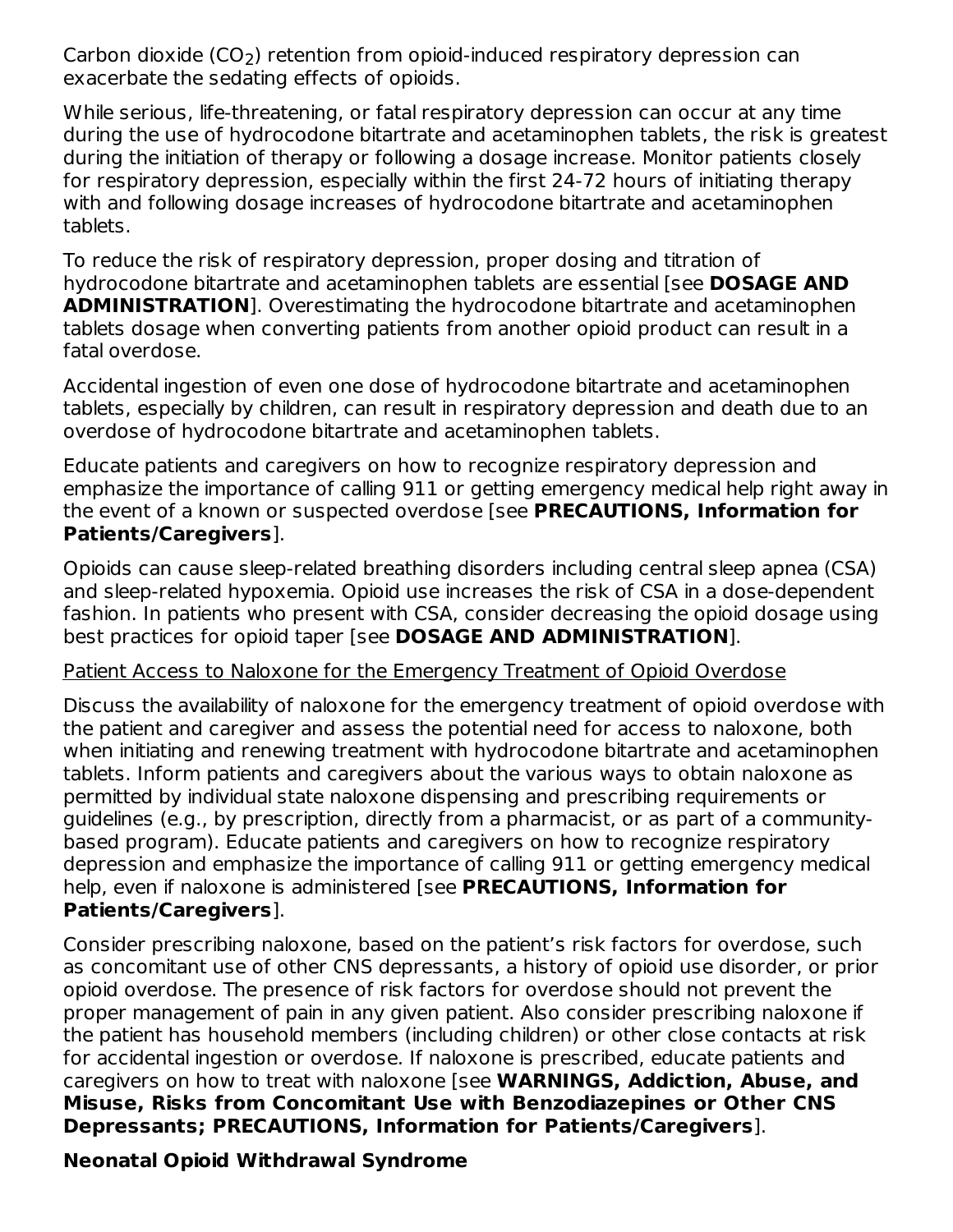Carbon dioxide ($CO_2$) retention from opioid-induced respiratory depression can exacerbate the sedating effects of opioids.

While serious, life-threatening, or fatal respiratory depression can occur at any time during the use of hydrocodone bitartrate and acetaminophen tablets, the risk is greatest during the initiation of therapy or following a dosage increase. Monitor patients closely for respiratory depression, especially within the first 24-72 hours of initiating therapy with and following dosage increases of hydrocodone bitartrate and acetaminophen tablets.

To reduce the risk of respiratory depression, proper dosing and titration of hydrocodone bitartrate and acetaminophen tablets are essential [see **DOSAGE AND ADMINISTRATION**]. Overestimating the hydrocodone bitartrate and acetaminophen tablets dosage when converting patients from another opioid product can result in a fatal overdose.

Accidental ingestion of even one dose of hydrocodone bitartrate and acetaminophen tablets, especially by children, can result in respiratory depression and death due to an overdose of hydrocodone bitartrate and acetaminophen tablets.

Educate patients and caregivers on how to recognize respiratory depression and emphasize the importance of calling 911 or getting emergency medical help right away in the event of a known or suspected overdose [see **PRECAUTIONS, Information for Patients/Caregivers**].

Opioids can cause sleep-related breathing disorders including central sleep apnea (CSA) and sleep-related hypoxemia. Opioid use increases the risk of CSA in a dose-dependent fashion. In patients who present with CSA, consider decreasing the opioid dosage using best practices for opioid taper [see **DOSAGE AND ADMINISTRATION**].

<u>Patient Access to Naloxone for the Emergency Treatment of Opioid Overdose</u>

Discuss the availability of naloxone for the emergency treatment of opioid overdose with the patient and caregiver and assess the potential need for access to naloxone, both when initiating and renewing treatment with hydrocodone bitartrate and acetaminophen tablets. Inform patients and caregivers about the various ways to obtain naloxone as permitted by individual state naloxone dispensing and prescribing requirements or guidelines (e.g., by prescription, directly from a pharmacist, or as part of a community-based program). Educate patients and caregivers on how to recognize respiratory depression and emphasize the importance of calling 911 or getting emergency medical help, even if naloxone is administered [see **PRECAUTIONS, Information for Patients/Caregivers**].

Consider prescribing naloxone, based on the patient's risk factors for overdose, such as concomitant use of other CNS depressants, a history of opioid use disorder, or prior opioid overdose. The presence of risk factors for overdose should not prevent the proper management of pain in any given patient. Also consider prescribing naloxone if the patient has household members (including children) or other close contacts at risk for accidental ingestion or overdose. If naloxone is prescribed, educate patients and caregivers on how to treat with naloxone [see **WARNINGS, Addiction, Abuse, and Misuse, Risks from Concomitant Use with Benzodiazepines or Other CNS Depressants; PRECAUTIONS, Information for Patients/Caregivers**].

**Neonatal Opioid Withdrawal Syndrome**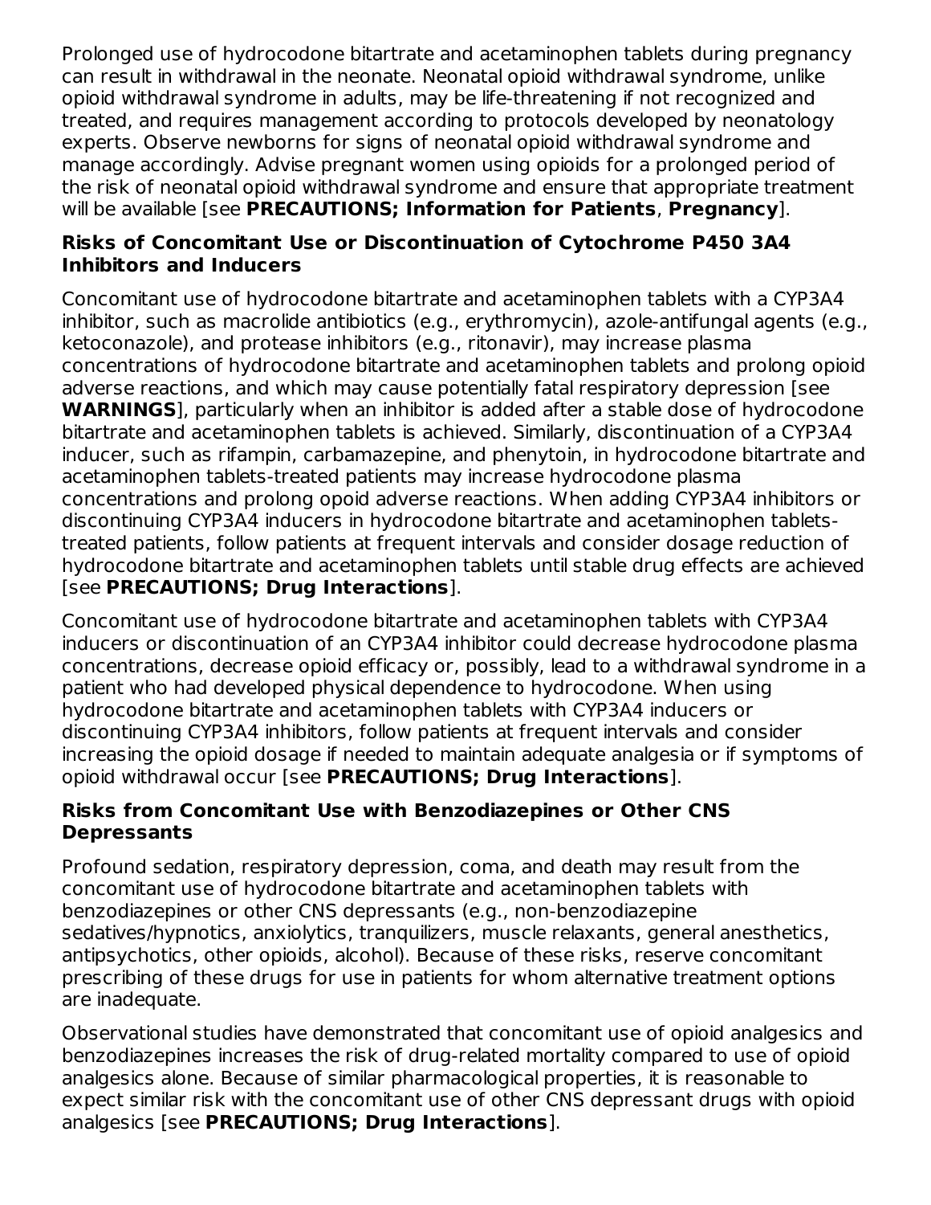Prolonged use of hydrocodone bitartrate and acetaminophen tablets during pregnancy can result in withdrawal in the neonate. Neonatal opioid withdrawal syndrome, unlike opioid withdrawal syndrome in adults, may be life-threatening if not recognized and treated, and requires management according to protocols developed by neonatology experts. Observe newborns for signs of neonatal opioid withdrawal syndrome and manage accordingly. Advise pregnant women using opioids for a prolonged period of the risk of neonatal opioid withdrawal syndrome and ensure that appropriate treatment will be available [see **PRECAUTIONS; Information for Patients**, **Pregnancy**].

### Risks of Concomitant Use or Discontinuation of Cytochrome P450 3A4 Inhibitors and Inducers

Concomitant use of hydrocodone bitartrate and acetaminophen tablets with a CYP3A4 inhibitor, such as macrolide antibiotics (e.g., erythromycin), azole-antifungal agents (e.g., ketoconazole), and protease inhibitors (e.g., ritonavir), may increase plasma concentrations of hydrocodone bitartrate and acetaminophen tablets and prolong opioid adverse reactions, and which may cause potentially fatal respiratory depression [see **WARNINGS**], particularly when an inhibitor is added after a stable dose of hydrocodone bitartrate and acetaminophen tablets is achieved. Similarly, discontinuation of a CYP3A4 inducer, such as rifampin, carbamazepine, and phenytoin, in hydrocodone bitartrate and acetaminophen tablets-treated patients may increase hydrocodone plasma concentrations and prolong opoid adverse reactions. When adding CYP3A4 inhibitors or discontinuing CYP3A4 inducers in hydrocodone bitartrate and acetaminophen tablets-treated patients, follow patients at frequent intervals and consider dosage reduction of hydrocodone bitartrate and acetaminophen tablets until stable drug effects are achieved [see **PRECAUTIONS; Drug Interactions**].

Concomitant use of hydrocodone bitartrate and acetaminophen tablets with CYP3A4 inducers or discontinuation of an CYP3A4 inhibitor could decrease hydrocodone plasma concentrations, decrease opioid efficacy or, possibly, lead to a withdrawal syndrome in a patient who had developed physical dependence to hydrocodone. When using hydrocodone bitartrate and acetaminophen tablets with CYP3A4 inducers or discontinuing CYP3A4 inhibitors, follow patients at frequent intervals and consider increasing the opioid dosage if needed to maintain adequate analgesia or if symptoms of opioid withdrawal occur [see **PRECAUTIONS; Drug Interactions**].

### Risks from Concomitant Use with Benzodiazepines or Other CNS Depressants

Profound sedation, respiratory depression, coma, and death may result from the concomitant use of hydrocodone bitartrate and acetaminophen tablets with benzodiazepines or other CNS depressants (e.g., non-benzodiazepine sedatives/hypnotics, anxiolytics, tranquilizers, muscle relaxants, general anesthetics, antipsychotics, other opioids, alcohol). Because of these risks, reserve concomitant prescribing of these drugs for use in patients for whom alternative treatment options are inadequate.

Observational studies have demonstrated that concomitant use of opioid analgesics and benzodiazepines increases the risk of drug-related mortality compared to use of opioid analgesics alone. Because of similar pharmacological properties, it is reasonable to expect similar risk with the concomitant use of other CNS depressant drugs with opioid analgesics [see **PRECAUTIONS; Drug Interactions**].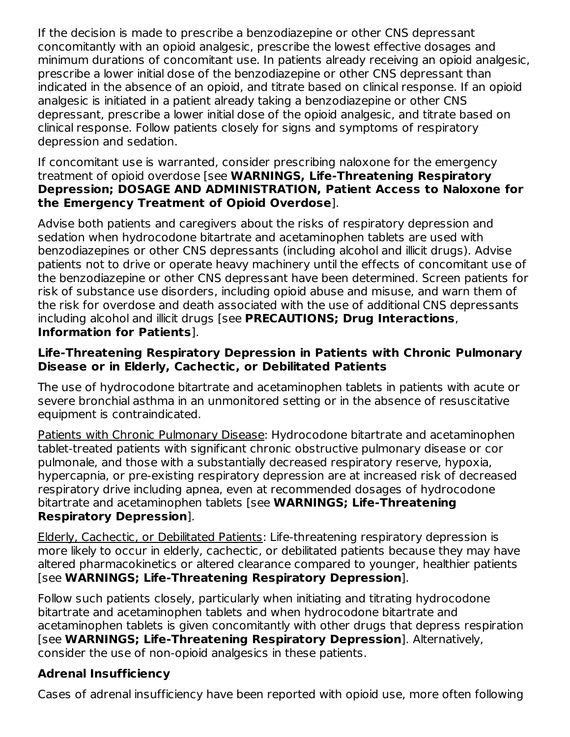If the decision is made to prescribe a benzodiazepine or other CNS depressant concomitantly with an opioid analgesic, prescribe the lowest effective dosages and minimum durations of concomitant use. In patients already receiving an opioid analgesic, prescribe a lower initial dose of the benzodiazepine or other CNS depressant than indicated in the absence of an opioid, and titrate based on clinical response. If an opioid analgesic is initiated in a patient already taking a benzodiazepine or other CNS depressant, prescribe a lower initial dose of the opioid analgesic, and titrate based on clinical response. Follow patients closely for signs and symptoms of respiratory depression and sedation.

If concomitant use is warranted, consider prescribing naloxone for the emergency treatment of opioid overdose [see **WARNINGS, Life-Threatening Respiratory Depression; DOSAGE AND ADMINISTRATION, Patient Access to Naloxone for the Emergency Treatment of Opioid Overdose**].

Advise both patients and caregivers about the risks of respiratory depression and sedation when hydrocodone bitartrate and acetaminophen tablets are used with benzodiazepines or other CNS depressants (including alcohol and illicit drugs). Advise patients not to drive or operate heavy machinery until the effects of concomitant use of the benzodiazepine or other CNS depressant have been determined. Screen patients for risk of substance use disorders, including opioid abuse and misuse, and warn them of the risk for overdose and death associated with the use of additional CNS depressants including alcohol and illicit drugs [see **PRECAUTIONS; Drug Interactions**, **Information for Patients**].

### Life-Threatening Respiratory Depression in Patients with Chronic Pulmonary Disease or in Elderly, Cachectic, or Debilitated Patients

The use of hydrocodone bitartrate and acetaminophen tablets in patients with acute or severe bronchial asthma in an unmonitored setting or in the absence of resuscitative equipment is contraindicated.

Patients with Chronic Pulmonary Disease: Hydrocodone bitartrate and acetaminophen tablet-treated patients with significant chronic obstructive pulmonary disease or cor pulmonale, and those with a substantially decreased respiratory reserve, hypoxia, hypercapnia, or pre-existing respiratory depression are at increased risk of decreased respiratory drive including apnea, even at recommended dosages of hydrocodone bitartrate and acetaminophen tablets [see **WARNINGS; Life-Threatening Respiratory Depression**].

Elderly, Cachectic, or Debilitated Patients: Life-threatening respiratory depression is more likely to occur in elderly, cachectic, or debilitated patients because they may have altered pharmacokinetics or altered clearance compared to younger, healthier patients [see **WARNINGS; Life-Threatening Respiratory Depression**].

Follow such patients closely, particularly when initiating and titrating hydrocodone bitartrate and acetaminophen tablets and when hydrocodone bitartrate and acetaminophen tablets is given concomitantly with other drugs that depress respiration [see **WARNINGS; Life-Threatening Respiratory Depression**]. Alternatively, consider the use of non-opioid analgesics in these patients.

### Adrenal Insufficiency

Cases of adrenal insufficiency have been reported with opioid use, more often following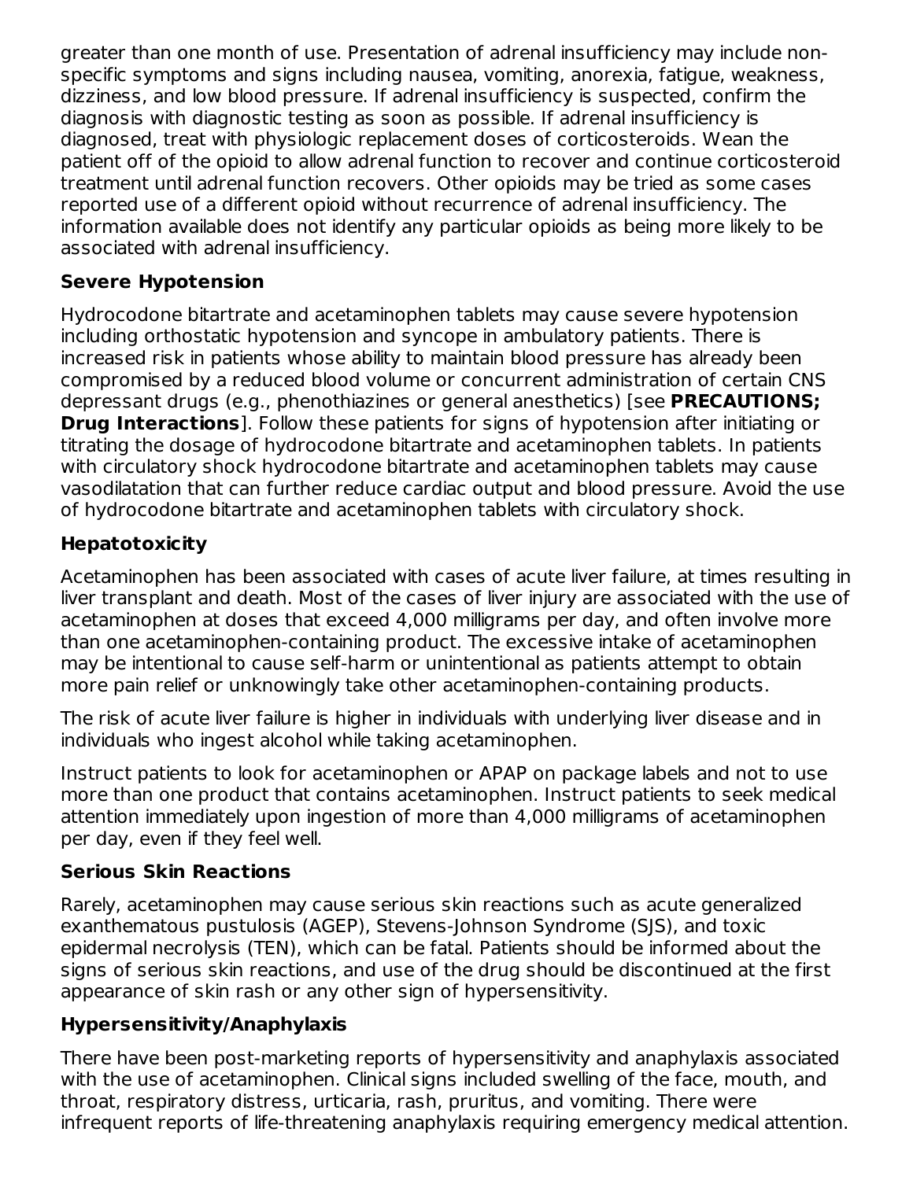greater than one month of use. Presentation of adrenal insufficiency may include non-specific symptoms and signs including nausea, vomiting, anorexia, fatigue, weakness, dizziness, and low blood pressure. If adrenal insufficiency is suspected, confirm the diagnosis with diagnostic testing as soon as possible. If adrenal insufficiency is diagnosed, treat with physiologic replacement doses of corticosteroids. Wean the patient off of the opioid to allow adrenal function to recover and continue corticosteroid treatment until adrenal function recovers. Other opioids may be tried as some cases reported use of a different opioid without recurrence of adrenal insufficiency. The information available does not identify any particular opioids as being more likely to be associated with adrenal insufficiency.

### Severe Hypotension

Hydrocodone bitartrate and acetaminophen tablets may cause severe hypotension including orthostatic hypotension and syncope in ambulatory patients. There is increased risk in patients whose ability to maintain blood pressure has already been compromised by a reduced blood volume or concurrent administration of certain CNS depressant drugs (e.g., phenothiazines or general anesthetics) [see **PRECAUTIONS; Drug Interactions**]. Follow these patients for signs of hypotension after initiating or titrating the dosage of hydrocodone bitartrate and acetaminophen tablets. In patients with circulatory shock hydrocodone bitartrate and acetaminophen tablets may cause vasodilatation that can further reduce cardiac output and blood pressure. Avoid the use of hydrocodone bitartrate and acetaminophen tablets with circulatory shock.

### Hepatotoxicity

Acetaminophen has been associated with cases of acute liver failure, at times resulting in liver transplant and death. Most of the cases of liver injury are associated with the use of acetaminophen at doses that exceed 4,000 milligrams per day, and often involve more than one acetaminophen-containing product. The excessive intake of acetaminophen may be intentional to cause self-harm or unintentional as patients attempt to obtain more pain relief or unknowingly take other acetaminophen-containing products.

The risk of acute liver failure is higher in individuals with underlying liver disease and in individuals who ingest alcohol while taking acetaminophen.

Instruct patients to look for acetaminophen or APAP on package labels and not to use more than one product that contains acetaminophen. Instruct patients to seek medical attention immediately upon ingestion of more than 4,000 milligrams of acetaminophen per day, even if they feel well.

### Serious Skin Reactions

Rarely, acetaminophen may cause serious skin reactions such as acute generalized exanthematous pustulosis (AGEP), Stevens-Johnson Syndrome (SJS), and toxic epidermal necrolysis (TEN), which can be fatal. Patients should be informed about the signs of serious skin reactions, and use of the drug should be discontinued at the first appearance of skin rash or any other sign of hypersensitivity.

### Hypersensitivity/Anaphylaxis

There have been post-marketing reports of hypersensitivity and anaphylaxis associated with the use of acetaminophen. Clinical signs included swelling of the face, mouth, and throat, respiratory distress, urticaria, rash, pruritus, and vomiting. There were infrequent reports of life-threatening anaphylaxis requiring emergency medical attention.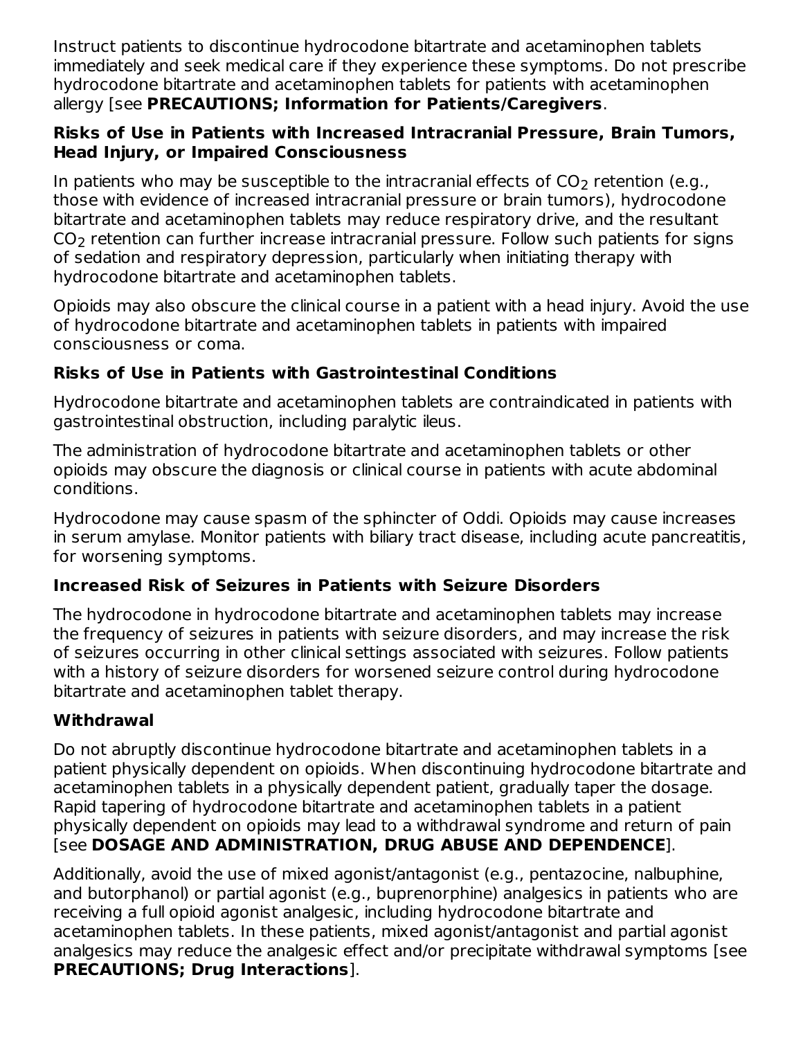Instruct patients to discontinue hydrocodone bitartrate and acetaminophen tablets immediately and seek medical care if they experience these symptoms. Do not prescribe hydrocodone bitartrate and acetaminophen tablets for patients with acetaminophen allergy [see **PRECAUTIONS; Information for Patients/Caregivers**.

**Risks of Use in Patients with Increased Intracranial Pressure, Brain Tumors, Head Injury, or Impaired Consciousness**

In patients who may be susceptible to the intracranial effects of $CO_2$ retention (e.g., those with evidence of increased intracranial pressure or brain tumors), hydrocodone bitartrate and acetaminophen tablets may reduce respiratory drive, and the resultant $CO_2$ retention can further increase intracranial pressure. Follow such patients for signs of sedation and respiratory depression, particularly when initiating therapy with hydrocodone bitartrate and acetaminophen tablets.

Opioids may also obscure the clinical course in a patient with a head injury. Avoid the use of hydrocodone bitartrate and acetaminophen tablets in patients with impaired consciousness or coma.

**Risks of Use in Patients with Gastrointestinal Conditions**

Hydrocodone bitartrate and acetaminophen tablets are contraindicated in patients with gastrointestinal obstruction, including paralytic ileus.

The administration of hydrocodone bitartrate and acetaminophen tablets or other opioids may obscure the diagnosis or clinical course in patients with acute abdominal conditions.

Hydrocodone may cause spasm of the sphincter of Oddi. Opioids may cause increases in serum amylase. Monitor patients with biliary tract disease, including acute pancreatitis, for worsening symptoms.

**Increased Risk of Seizures in Patients with Seizure Disorders**

The hydrocodone in hydrocodone bitartrate and acetaminophen tablets may increase the frequency of seizures in patients with seizure disorders, and may increase the risk of seizures occurring in other clinical settings associated with seizures. Follow patients with a history of seizure disorders for worsened seizure control during hydrocodone bitartrate and acetaminophen tablet therapy.

**Withdrawal**

Do not abruptly discontinue hydrocodone bitartrate and acetaminophen tablets in a patient physically dependent on opioids. When discontinuing hydrocodone bitartrate and acetaminophen tablets in a physically dependent patient, gradually taper the dosage. Rapid tapering of hydrocodone bitartrate and acetaminophen tablets in a patient physically dependent on opioids may lead to a withdrawal syndrome and return of pain [see **DOSAGE AND ADMINISTRATION, DRUG ABUSE AND DEPENDENCE**].

Additionally, avoid the use of mixed agonist/antagonist (e.g., pentazocine, nalbuphine, and butorphanol) or partial agonist (e.g., buprenorphine) analgesics in patients who are receiving a full opioid agonist analgesic, including hydrocodone bitartrate and acetaminophen tablets. In these patients, mixed agonist/antagonist and partial agonist analgesics may reduce the analgesic effect and/or precipitate withdrawal symptoms [see **PRECAUTIONS; Drug Interactions**].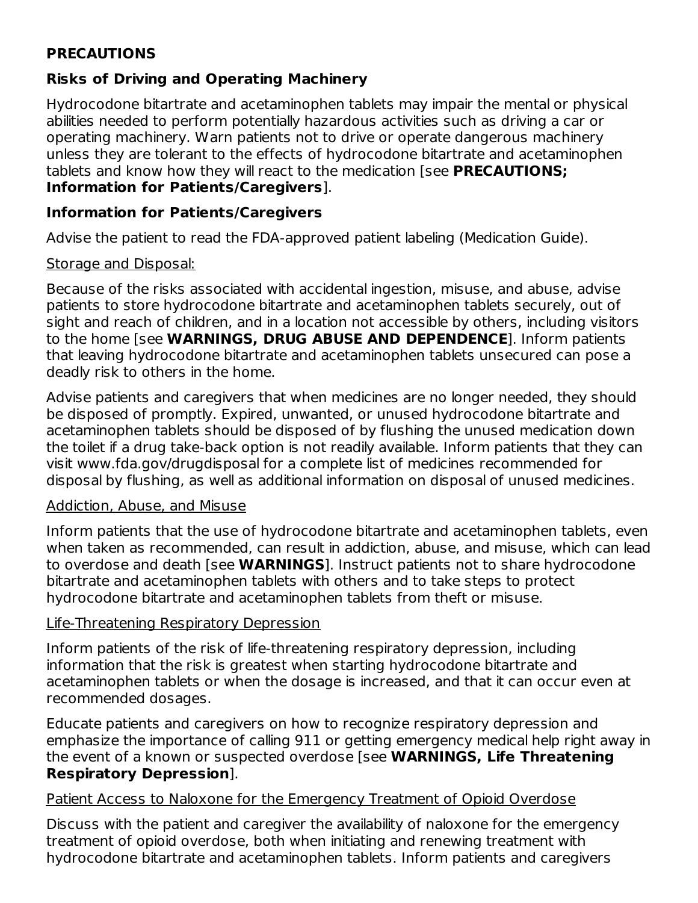## PRECAUTIONS

### Risks of Driving and Operating Machinery

Hydrocodone bitartrate and acetaminophen tablets may impair the mental or physical abilities needed to perform potentially hazardous activities such as driving a car or operating machinery. Warn patients not to drive or operate dangerous machinery unless they are tolerant to the effects of hydrocodone bitartrate and acetaminophen tablets and know how they will react to the medication [see **PRECAUTIONS; Information for Patients/Caregivers**].

### Information for Patients/Caregivers

Advise the patient to read the FDA-approved patient labeling (Medication Guide).

Storage and Disposal:

Because of the risks associated with accidental ingestion, misuse, and abuse, advise patients to store hydrocodone bitartrate and acetaminophen tablets securely, out of sight and reach of children, and in a location not accessible by others, including visitors to the home [see **WARNINGS, DRUG ABUSE AND DEPENDENCE**]. Inform patients that leaving hydrocodone bitartrate and acetaminophen tablets unsecured can pose a deadly risk to others in the home.

Advise patients and caregivers that when medicines are no longer needed, they should be disposed of promptly. Expired, unwanted, or unused hydrocodone bitartrate and acetaminophen tablets should be disposed of by flushing the unused medication down the toilet if a drug take-back option is not readily available. Inform patients that they can visit www.fda.gov/drugdisposal for a complete list of medicines recommended for disposal by flushing, as well as additional information on disposal of unused medicines.

Addiction, Abuse, and Misuse

Inform patients that the use of hydrocodone bitartrate and acetaminophen tablets, even when taken as recommended, can result in addiction, abuse, and misuse, which can lead to overdose and death [see **WARNINGS**]. Instruct patients not to share hydrocodone bitartrate and acetaminophen tablets with others and to take steps to protect hydrocodone bitartrate and acetaminophen tablets from theft or misuse.

Life-Threatening Respiratory Depression

Inform patients of the risk of life-threatening respiratory depression, including information that the risk is greatest when starting hydrocodone bitartrate and acetaminophen tablets or when the dosage is increased, and that it can occur even at recommended dosages.

Educate patients and caregivers on how to recognize respiratory depression and emphasize the importance of calling 911 or getting emergency medical help right away in the event of a known or suspected overdose [see **WARNINGS, Life Threatening Respiratory Depression**].

Patient Access to Naloxone for the Emergency Treatment of Opioid Overdose

Discuss with the patient and caregiver the availability of naloxone for the emergency treatment of opioid overdose, both when initiating and renewing treatment with hydrocodone bitartrate and acetaminophen tablets. Inform patients and caregivers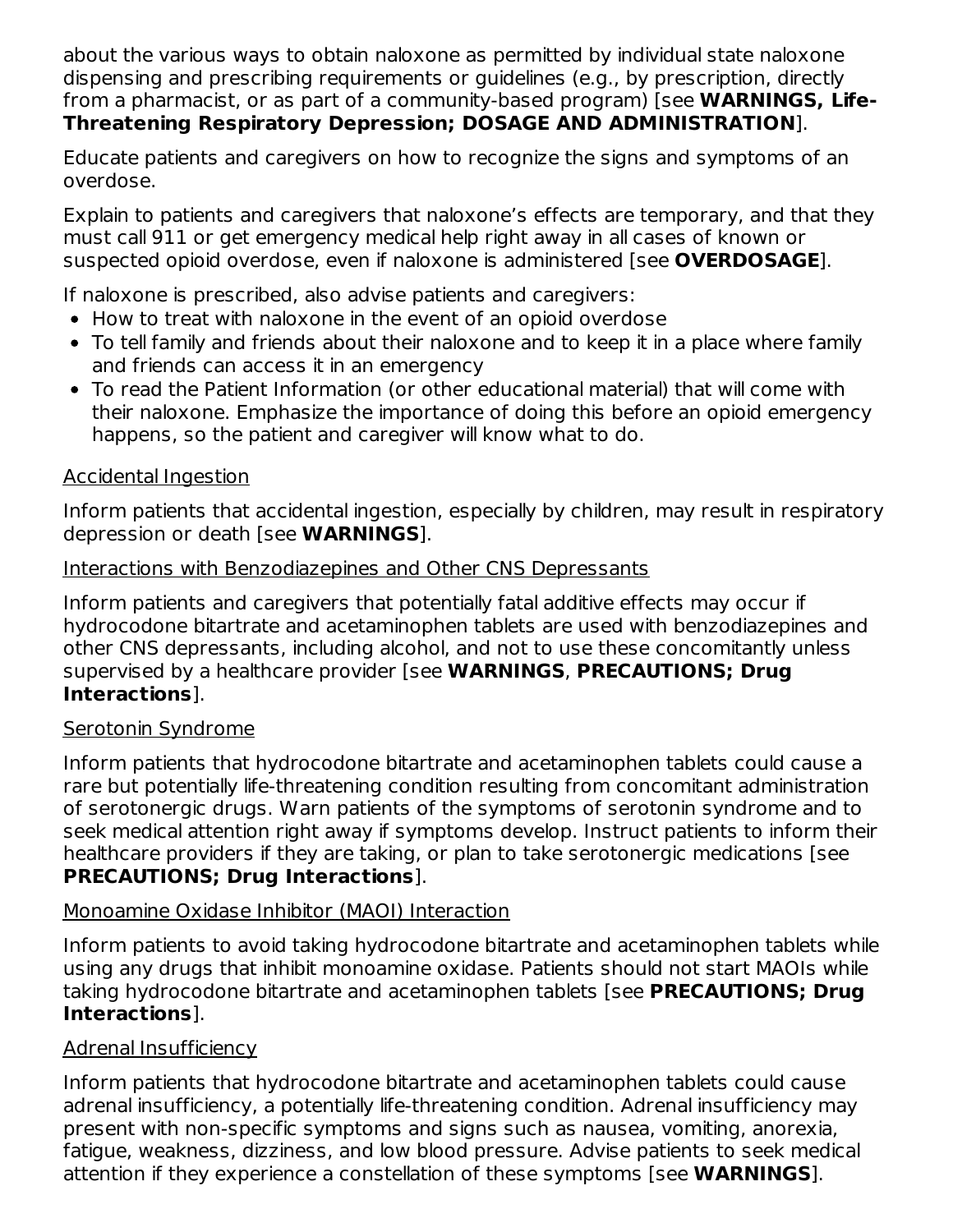about the various ways to obtain naloxone as permitted by individual state naloxone dispensing and prescribing requirements or guidelines (e.g., by prescription, directly from a pharmacist, or as part of a community-based program) [see **WARNINGS, Life-Threatening Respiratory Depression; DOSAGE AND ADMINISTRATION**].

Educate patients and caregivers on how to recognize the signs and symptoms of an overdose.

Explain to patients and caregivers that naloxone's effects are temporary, and that they must call 911 or get emergency medical help right away in all cases of known or suspected opioid overdose, even if naloxone is administered [see **OVERDOSAGE**].

If naloxone is prescribed, also advise patients and caregivers:

- How to treat with naloxone in the event of an opioid overdose
- To tell family and friends about their naloxone and to keep it in a place where family and friends can access it in an emergency
- To read the Patient Information (or other educational material) that will come with their naloxone. Emphasize the importance of doing this before an opioid emergency happens, so the patient and caregiver will know what to do.

Accidental Ingestion

Inform patients that accidental ingestion, especially by children, may result in respiratory depression or death [see **WARNINGS**].

Interactions with Benzodiazepines and Other CNS Depressants

Inform patients and caregivers that potentially fatal additive effects may occur if hydrocodone bitartrate and acetaminophen tablets are used with benzodiazepines and other CNS depressants, including alcohol, and not to use these concomitantly unless supervised by a healthcare provider [see **WARNINGS**, **PRECAUTIONS; Drug Interactions**].

Serotonin Syndrome

Inform patients that hydrocodone bitartrate and acetaminophen tablets could cause a rare but potentially life-threatening condition resulting from concomitant administration of serotonergic drugs. Warn patients of the symptoms of serotonin syndrome and to seek medical attention right away if symptoms develop. Instruct patients to inform their healthcare providers if they are taking, or plan to take serotonergic medications [see **PRECAUTIONS; Drug Interactions**].

Monoamine Oxidase Inhibitor (MAOI) Interaction

Inform patients to avoid taking hydrocodone bitartrate and acetaminophen tablets while using any drugs that inhibit monoamine oxidase. Patients should not start MAOIs while taking hydrocodone bitartrate and acetaminophen tablets [see **PRECAUTIONS; Drug Interactions**].

Adrenal Insufficiency

Inform patients that hydrocodone bitartrate and acetaminophen tablets could cause adrenal insufficiency, a potentially life-threatening condition. Adrenal insufficiency may present with non-specific symptoms and signs such as nausea, vomiting, anorexia, fatigue, weakness, dizziness, and low blood pressure. Advise patients to seek medical attention if they experience a constellation of these symptoms [see **WARNINGS**].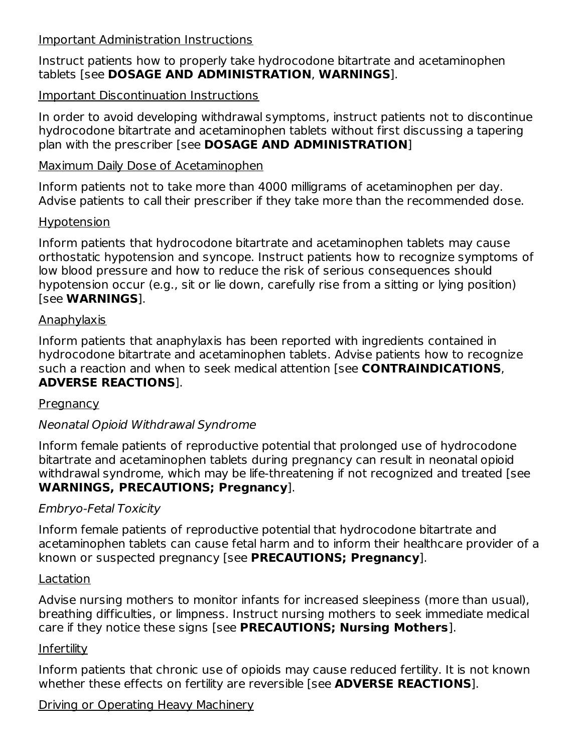Important Administration Instructions

Instruct patients how to properly take hydrocodone bitartrate and acetaminophen tablets [see **DOSAGE AND ADMINISTRATION**, **WARNINGS**].

Important Discontinuation Instructions

In order to avoid developing withdrawal symptoms, instruct patients not to discontinue hydrocodone bitartrate and acetaminophen tablets without first discussing a tapering plan with the prescriber [see **DOSAGE AND ADMINISTRATION**]

Maximum Daily Dose of Acetaminophen

Inform patients not to take more than 4000 milligrams of acetaminophen per day. Advise patients to call their prescriber if they take more than the recommended dose.

Hypotension

Inform patients that hydrocodone bitartrate and acetaminophen tablets may cause orthostatic hypotension and syncope. Instruct patients how to recognize symptoms of low blood pressure and how to reduce the risk of serious consequences should hypotension occur (e.g., sit or lie down, carefully rise from a sitting or lying position) [see **WARNINGS**].

Anaphylaxis

Inform patients that anaphylaxis has been reported with ingredients contained in hydrocodone bitartrate and acetaminophen tablets. Advise patients how to recognize such a reaction and when to seek medical attention [see **CONTRAINDICATIONS**, **ADVERSE REACTIONS**].

Pregnancy

*Neonatal Opioid Withdrawal Syndrome*

Inform female patients of reproductive potential that prolonged use of hydrocodone bitartrate and acetaminophen tablets during pregnancy can result in neonatal opioid withdrawal syndrome, which may be life-threatening if not recognized and treated [see **WARNINGS, PRECAUTIONS; Pregnancy**].

*Embryo-Fetal Toxicity*

Inform female patients of reproductive potential that hydrocodone bitartrate and acetaminophen tablets can cause fetal harm and to inform their healthcare provider of a known or suspected pregnancy [see **PRECAUTIONS; Pregnancy**].

Lactation

Advise nursing mothers to monitor infants for increased sleepiness (more than usual), breathing difficulties, or limpness. Instruct nursing mothers to seek immediate medical care if they notice these signs [see **PRECAUTIONS; Nursing Mothers**].

Infertility

Inform patients that chronic use of opioids may cause reduced fertility. It is not known whether these effects on fertility are reversible [see **ADVERSE REACTIONS**].

Driving or Operating Heavy Machinery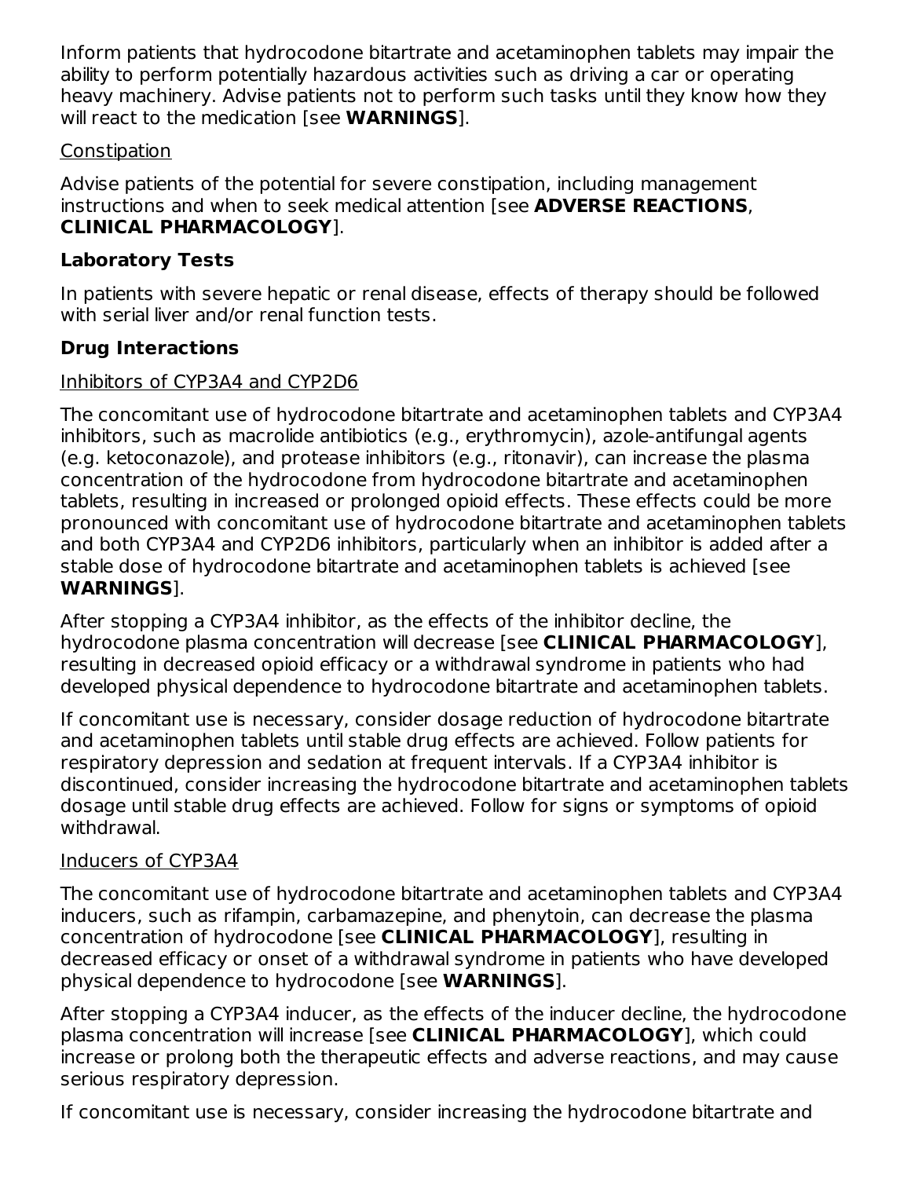Inform patients that hydrocodone bitartrate and acetaminophen tablets may impair the ability to perform potentially hazardous activities such as driving a car or operating heavy machinery. Advise patients not to perform such tasks until they know how they will react to the medication [see **WARNINGS**].

Constipation

Advise patients of the potential for severe constipation, including management instructions and when to seek medical attention [see **ADVERSE REACTIONS**, **CLINICAL PHARMACOLOGY**].

**Laboratory Tests**

In patients with severe hepatic or renal disease, effects of therapy should be followed with serial liver and/or renal function tests.

**Drug Interactions**

Inhibitors of CYP3A4 and CYP2D6

The concomitant use of hydrocodone bitartrate and acetaminophen tablets and CYP3A4 inhibitors, such as macrolide antibiotics (e.g., erythromycin), azole-antifungal agents (e.g. ketoconazole), and protease inhibitors (e.g., ritonavir), can increase the plasma concentration of the hydrocodone from hydrocodone bitartrate and acetaminophen tablets, resulting in increased or prolonged opioid effects. These effects could be more pronounced with concomitant use of hydrocodone bitartrate and acetaminophen tablets and both CYP3A4 and CYP2D6 inhibitors, particularly when an inhibitor is added after a stable dose of hydrocodone bitartrate and acetaminophen tablets is achieved [see **WARNINGS**].

After stopping a CYP3A4 inhibitor, as the effects of the inhibitor decline, the hydrocodone plasma concentration will decrease [see **CLINICAL PHARMACOLOGY**], resulting in decreased opioid efficacy or a withdrawal syndrome in patients who had developed physical dependence to hydrocodone bitartrate and acetaminophen tablets.

If concomitant use is necessary, consider dosage reduction of hydrocodone bitartrate and acetaminophen tablets until stable drug effects are achieved. Follow patients for respiratory depression and sedation at frequent intervals. If a CYP3A4 inhibitor is discontinued, consider increasing the hydrocodone bitartrate and acetaminophen tablets dosage until stable drug effects are achieved. Follow for signs or symptoms of opioid withdrawal.

Inducers of CYP3A4

The concomitant use of hydrocodone bitartrate and acetaminophen tablets and CYP3A4 inducers, such as rifampin, carbamazepine, and phenytoin, can decrease the plasma concentration of hydrocodone [see **CLINICAL PHARMACOLOGY**], resulting in decreased efficacy or onset of a withdrawal syndrome in patients who have developed physical dependence to hydrocodone [see **WARNINGS**].

After stopping a CYP3A4 inducer, as the effects of the inducer decline, the hydrocodone plasma concentration will increase [see **CLINICAL PHARMACOLOGY**], which could increase or prolong both the therapeutic effects and adverse reactions, and may cause serious respiratory depression.

If concomitant use is necessary, consider increasing the hydrocodone bitartrate and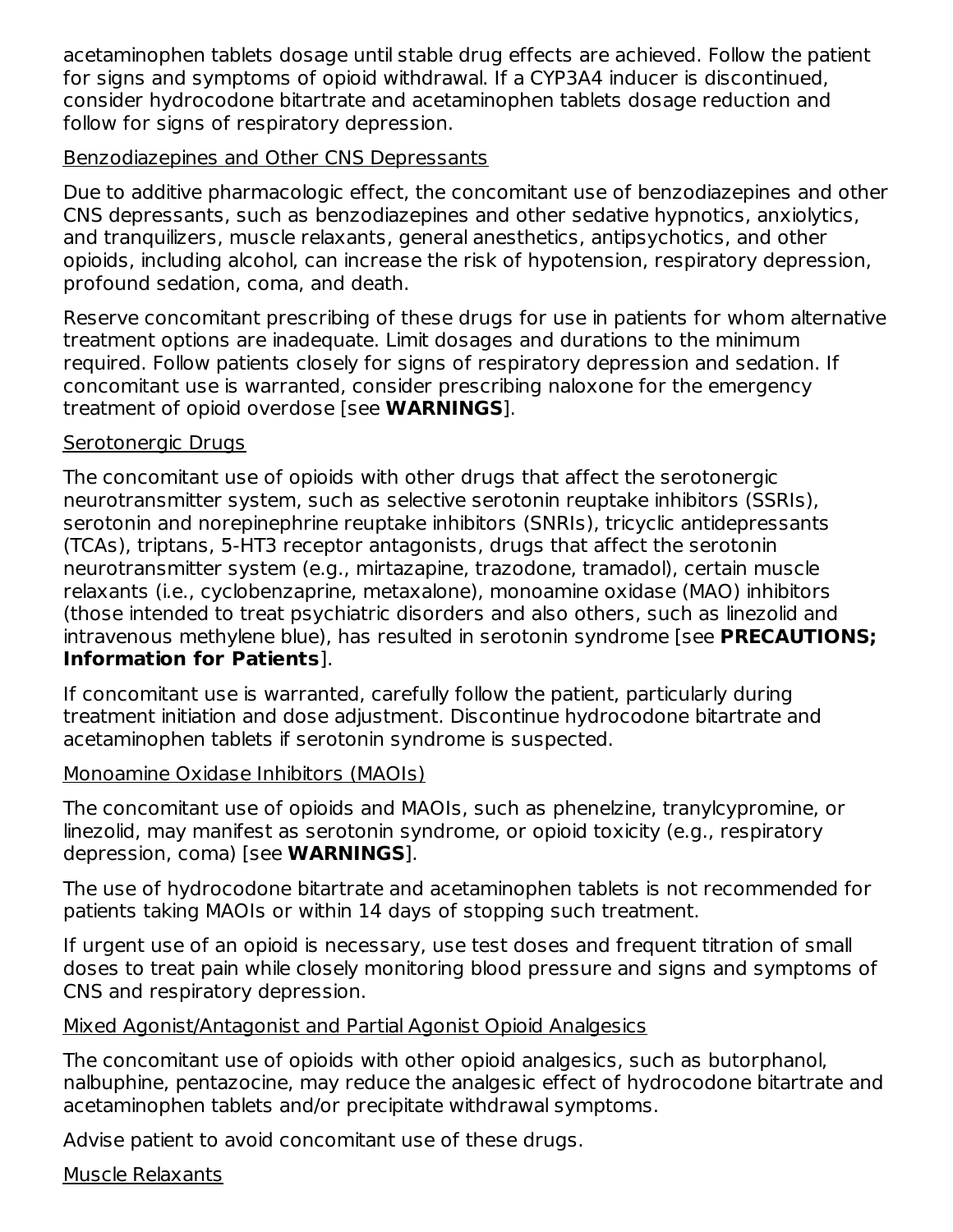acetaminophen tablets dosage until stable drug effects are achieved. Follow the patient for signs and symptoms of opioid withdrawal. If a CYP3A4 inducer is discontinued, consider hydrocodone bitartrate and acetaminophen tablets dosage reduction and follow for signs of respiratory depression.

Benzodiazepines and Other CNS Depressants

Due to additive pharmacologic effect, the concomitant use of benzodiazepines and other CNS depressants, such as benzodiazepines and other sedative hypnotics, anxiolytics, and tranquilizers, muscle relaxants, general anesthetics, antipsychotics, and other opioids, including alcohol, can increase the risk of hypotension, respiratory depression, profound sedation, coma, and death.

Reserve concomitant prescribing of these drugs for use in patients for whom alternative treatment options are inadequate. Limit dosages and durations to the minimum required. Follow patients closely for signs of respiratory depression and sedation. If concomitant use is warranted, consider prescribing naloxone for the emergency treatment of opioid overdose [see **WARNINGS**].

Serotonergic Drugs

The concomitant use of opioids with other drugs that affect the serotonergic neurotransmitter system, such as selective serotonin reuptake inhibitors (SSRIs), serotonin and norepinephrine reuptake inhibitors (SNRIs), tricyclic antidepressants (TCAs), triptans, 5-HT3 receptor antagonists, drugs that affect the serotonin neurotransmitter system (e.g., mirtazapine, trazodone, tramadol), certain muscle relaxants (i.e., cyclobenzaprine, metaxalone), monoamine oxidase (MAO) inhibitors (those intended to treat psychiatric disorders and also others, such as linezolid and intravenous methylene blue), has resulted in serotonin syndrome [see **PRECAUTIONS; Information for Patients**].

If concomitant use is warranted, carefully follow the patient, particularly during treatment initiation and dose adjustment. Discontinue hydrocodone bitartrate and acetaminophen tablets if serotonin syndrome is suspected.

Monoamine Oxidase Inhibitors (MAOIs)

The concomitant use of opioids and MAOIs, such as phenelzine, tranylcypromine, or linezolid, may manifest as serotonin syndrome, or opioid toxicity (e.g., respiratory depression, coma) [see **WARNINGS**].

The use of hydrocodone bitartrate and acetaminophen tablets is not recommended for patients taking MAOIs or within 14 days of stopping such treatment.

If urgent use of an opioid is necessary, use test doses and frequent titration of small doses to treat pain while closely monitoring blood pressure and signs and symptoms of CNS and respiratory depression.

Mixed Agonist/Antagonist and Partial Agonist Opioid Analgesics

The concomitant use of opioids with other opioid analgesics, such as butorphanol, nalbuphine, pentazocine, may reduce the analgesic effect of hydrocodone bitartrate and acetaminophen tablets and/or precipitate withdrawal symptoms.

Advise patient to avoid concomitant use of these drugs.

Muscle Relaxants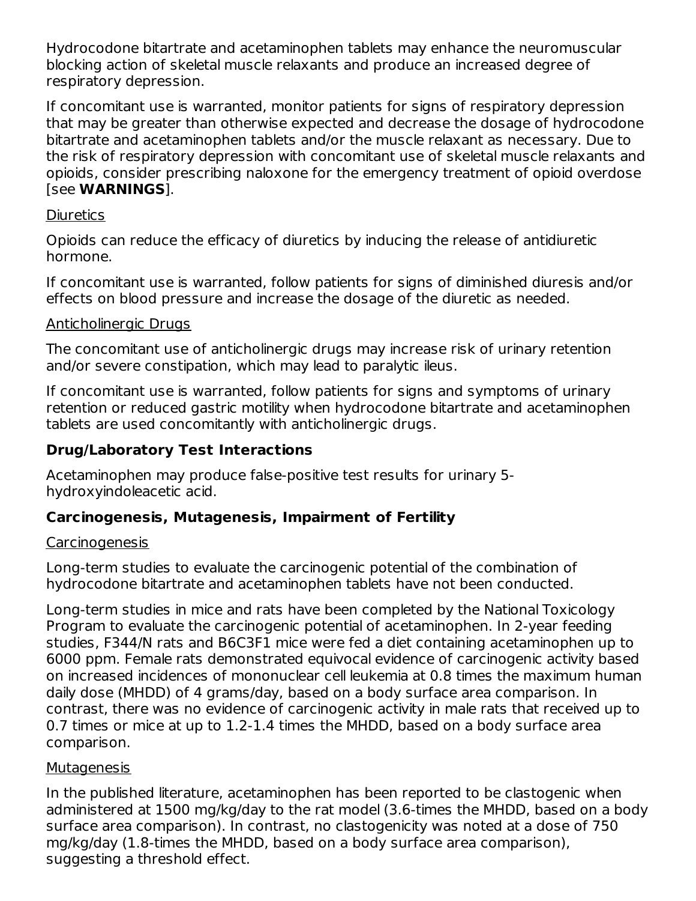Hydrocodone bitartrate and acetaminophen tablets may enhance the neuromuscular blocking action of skeletal muscle relaxants and produce an increased degree of respiratory depression.

If concomitant use is warranted, monitor patients for signs of respiratory depression that may be greater than otherwise expected and decrease the dosage of hydrocodone bitartrate and acetaminophen tablets and/or the muscle relaxant as necessary. Due to the risk of respiratory depression with concomitant use of skeletal muscle relaxants and opioids, consider prescribing naloxone for the emergency treatment of opioid overdose [see **WARNINGS**].

Diuretics

Opioids can reduce the efficacy of diuretics by inducing the release of antidiuretic hormone.

If concomitant use is warranted, follow patients for signs of diminished diuresis and/or effects on blood pressure and increase the dosage of the diuretic as needed.

Anticholinergic Drugs

The concomitant use of anticholinergic drugs may increase risk of urinary retention and/or severe constipation, which may lead to paralytic ileus.

If concomitant use is warranted, follow patients for signs and symptoms of urinary retention or reduced gastric motility when hydrocodone bitartrate and acetaminophen tablets are used concomitantly with anticholinergic drugs.

### Drug/Laboratory Test Interactions

Acetaminophen may produce false-positive test results for urinary 5-hydroxyindoleacetic acid.

### Carcinogenesis, Mutagenesis, Impairment of Fertility

Carcinogenesis

Long-term studies to evaluate the carcinogenic potential of the combination of hydrocodone bitartrate and acetaminophen tablets have not been conducted.

Long-term studies in mice and rats have been completed by the National Toxicology Program to evaluate the carcinogenic potential of acetaminophen. In 2-year feeding studies, F344/N rats and B6C3F1 mice were fed a diet containing acetaminophen up to 6000 ppm. Female rats demonstrated equivocal evidence of carcinogenic activity based on increased incidences of mononuclear cell leukemia at 0.8 times the maximum human daily dose (MHDD) of 4 grams/day, based on a body surface area comparison. In contrast, there was no evidence of carcinogenic activity in male rats that received up to 0.7 times or mice at up to 1.2-1.4 times the MHDD, based on a body surface area comparison.

Mutagenesis

In the published literature, acetaminophen has been reported to be clastogenic when administered at 1500 mg/kg/day to the rat model (3.6-times the MHDD, based on a body surface area comparison). In contrast, no clastogenicity was noted at a dose of 750 mg/kg/day (1.8-times the MHDD, based on a body surface area comparison), suggesting a threshold effect.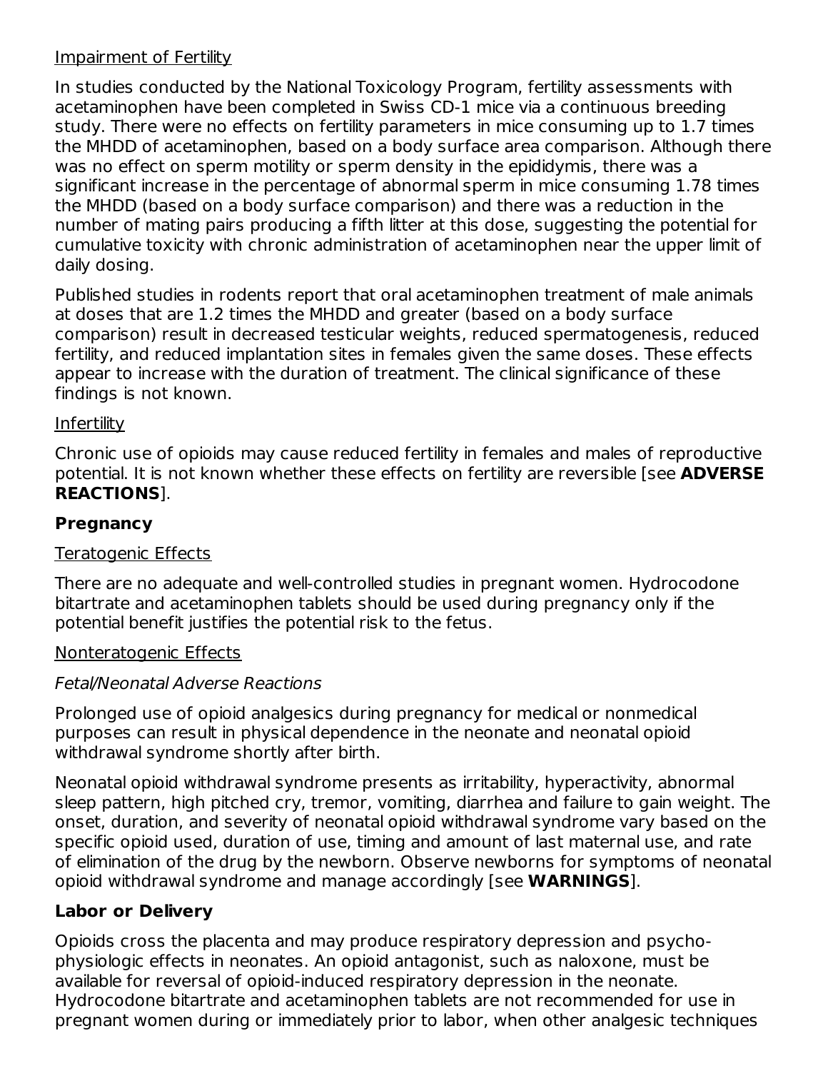Impairment of Fertility

In studies conducted by the National Toxicology Program, fertility assessments with acetaminophen have been completed in Swiss CD-1 mice via a continuous breeding study. There were no effects on fertility parameters in mice consuming up to 1.7 times the MHDD of acetaminophen, based on a body surface area comparison. Although there was no effect on sperm motility or sperm density in the epididymis, there was a significant increase in the percentage of abnormal sperm in mice consuming 1.78 times the MHDD (based on a body surface comparison) and there was a reduction in the number of mating pairs producing a fifth litter at this dose, suggesting the potential for cumulative toxicity with chronic administration of acetaminophen near the upper limit of daily dosing.

Published studies in rodents report that oral acetaminophen treatment of male animals at doses that are 1.2 times the MHDD and greater (based on a body surface comparison) result in decreased testicular weights, reduced spermatogenesis, reduced fertility, and reduced implantation sites in females given the same doses. These effects appear to increase with the duration of treatment. The clinical significance of these findings is not known.

Infertility

Chronic use of opioids may cause reduced fertility in females and males of reproductive potential. It is not known whether these effects on fertility are reversible [see **ADVERSE REACTIONS**].

**Pregnancy**

Teratogenic Effects

There are no adequate and well-controlled studies in pregnant women. Hydrocodone bitartrate and acetaminophen tablets should be used during pregnancy only if the potential benefit justifies the potential risk to the fetus.

Nonteratogenic Effects

*Fetal/Neonatal Adverse Reactions*

Prolonged use of opioid analgesics during pregnancy for medical or nonmedical purposes can result in physical dependence in the neonate and neonatal opioid withdrawal syndrome shortly after birth.

Neonatal opioid withdrawal syndrome presents as irritability, hyperactivity, abnormal sleep pattern, high pitched cry, tremor, vomiting, diarrhea and failure to gain weight. The onset, duration, and severity of neonatal opioid withdrawal syndrome vary based on the specific opioid used, duration of use, timing and amount of last maternal use, and rate of elimination of the drug by the newborn. Observe newborns for symptoms of neonatal opioid withdrawal syndrome and manage accordingly [see **WARNINGS**].

**Labor or Delivery**

Opioids cross the placenta and may produce respiratory depression and psycho-physiologic effects in neonates. An opioid antagonist, such as naloxone, must be available for reversal of opioid-induced respiratory depression in the neonate. Hydrocodone bitartrate and acetaminophen tablets are not recommended for use in pregnant women during or immediately prior to labor, when other analgesic techniques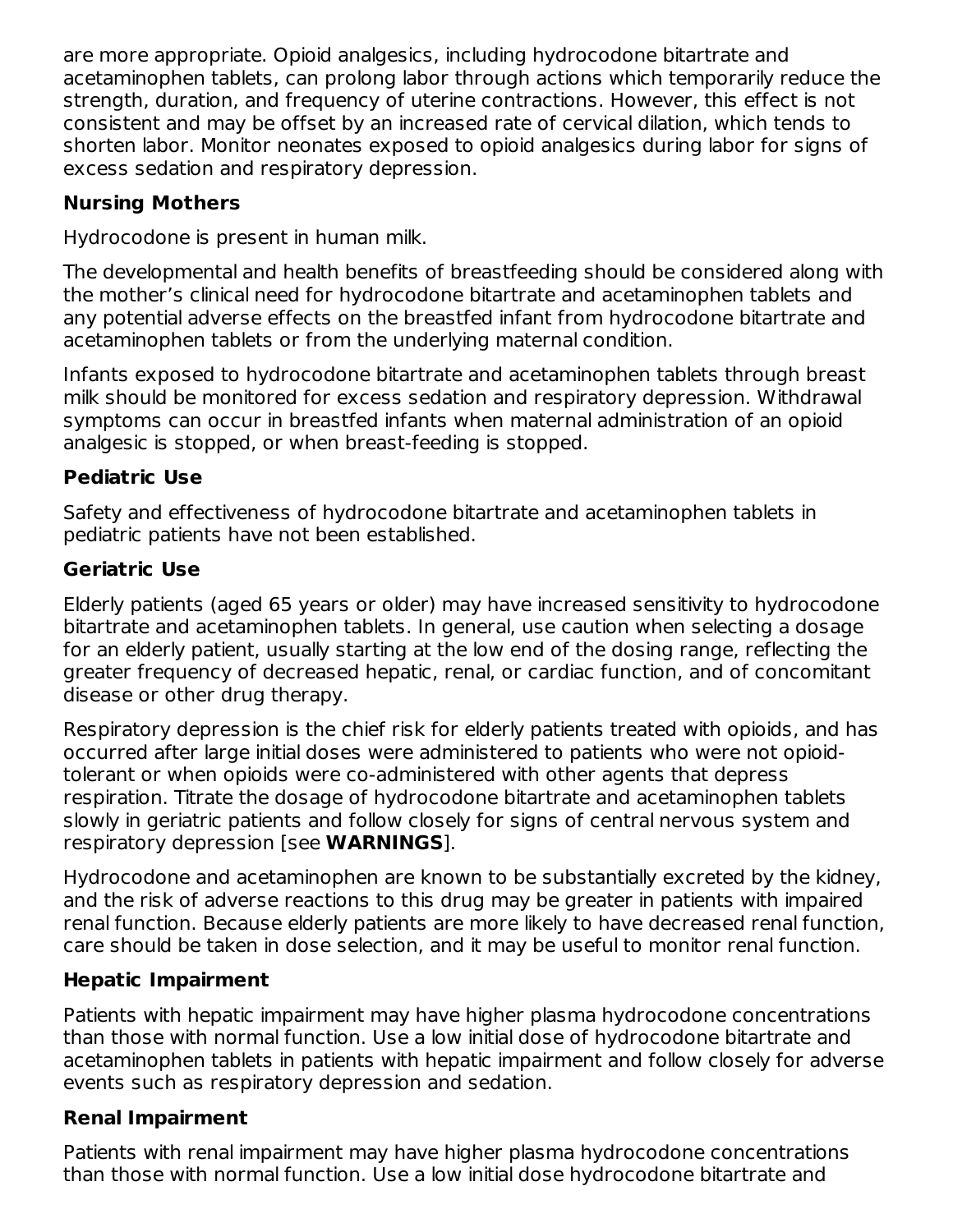are more appropriate. Opioid analgesics, including hydrocodone bitartrate and acetaminophen tablets, can prolong labor through actions which temporarily reduce the strength, duration, and frequency of uterine contractions. However, this effect is not consistent and may be offset by an increased rate of cervical dilation, which tends to shorten labor. Monitor neonates exposed to opioid analgesics during labor for signs of excess sedation and respiratory depression.

**Nursing Mothers**

Hydrocodone is present in human milk.

The developmental and health benefits of breastfeeding should be considered along with the mother's clinical need for hydrocodone bitartrate and acetaminophen tablets and any potential adverse effects on the breastfed infant from hydrocodone bitartrate and acetaminophen tablets or from the underlying maternal condition.

Infants exposed to hydrocodone bitartrate and acetaminophen tablets through breast milk should be monitored for excess sedation and respiratory depression. Withdrawal symptoms can occur in breastfed infants when maternal administration of an opioid analgesic is stopped, or when breast-feeding is stopped.

**Pediatric Use**

Safety and effectiveness of hydrocodone bitartrate and acetaminophen tablets in pediatric patients have not been established.

**Geriatric Use**

Elderly patients (aged 65 years or older) may have increased sensitivity to hydrocodone bitartrate and acetaminophen tablets. In general, use caution when selecting a dosage for an elderly patient, usually starting at the low end of the dosing range, reflecting the greater frequency of decreased hepatic, renal, or cardiac function, and of concomitant disease or other drug therapy.

Respiratory depression is the chief risk for elderly patients treated with opioids, and has occurred after large initial doses were administered to patients who were not opioid-tolerant or when opioids were co-administered with other agents that depress respiration. Titrate the dosage of hydrocodone bitartrate and acetaminophen tablets slowly in geriatric patients and follow closely for signs of central nervous system and respiratory depression [see **WARNINGS**].

Hydrocodone and acetaminophen are known to be substantially excreted by the kidney, and the risk of adverse reactions to this drug may be greater in patients with impaired renal function. Because elderly patients are more likely to have decreased renal function, care should be taken in dose selection, and it may be useful to monitor renal function.

**Hepatic Impairment**

Patients with hepatic impairment may have higher plasma hydrocodone concentrations than those with normal function. Use a low initial dose of hydrocodone bitartrate and acetaminophen tablets in patients with hepatic impairment and follow closely for adverse events such as respiratory depression and sedation.

**Renal Impairment**

Patients with renal impairment may have higher plasma hydrocodone concentrations than those with normal function. Use a low initial dose hydrocodone bitartrate and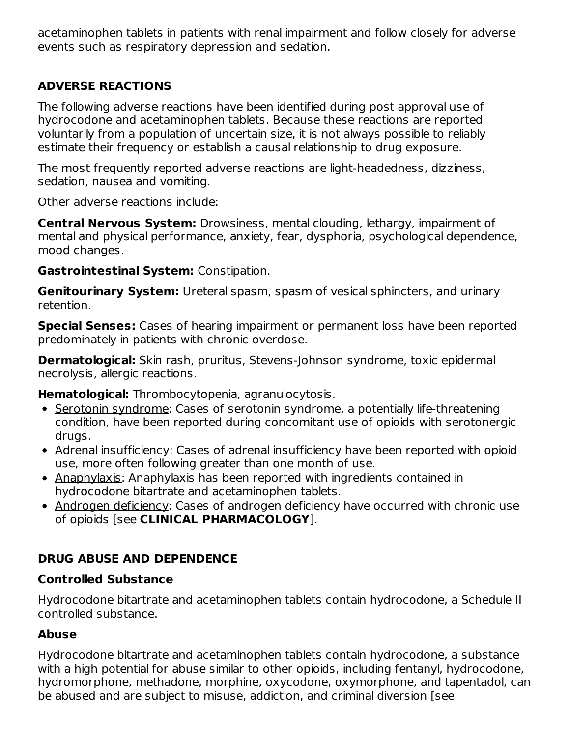acetaminophen tablets in patients with renal impairment and follow closely for adverse events such as respiratory depression and sedation.

## ADVERSE REACTIONS

The following adverse reactions have been identified during post approval use of hydrocodone and acetaminophen tablets. Because these reactions are reported voluntarily from a population of uncertain size, it is not always possible to reliably estimate their frequency or establish a causal relationship to drug exposure.

The most frequently reported adverse reactions are light-headedness, dizziness, sedation, nausea and vomiting.

Other adverse reactions include:

**Central Nervous System:** Drowsiness, mental clouding, lethargy, impairment of mental and physical performance, anxiety, fear, dysphoria, psychological dependence, mood changes.

**Gastrointestinal System:** Constipation.

**Genitourinary System:** Ureteral spasm, spasm of vesical sphincters, and urinary retention.

**Special Senses:** Cases of hearing impairment or permanent loss have been reported predominately in patients with chronic overdose.

**Dermatological:** Skin rash, pruritus, Stevens-Johnson syndrome, toxic epidermal necrolysis, allergic reactions.

**Hematological:** Thrombocytopenia, agranulocytosis.

- Serotonin syndrome: Cases of serotonin syndrome, a potentially life-threatening condition, have been reported during concomitant use of opioids with serotonergic drugs.
- Adrenal insufficiency: Cases of adrenal insufficiency have been reported with opioid use, more often following greater than one month of use.
- Anaphylaxis: Anaphylaxis has been reported with ingredients contained in hydrocodone bitartrate and acetaminophen tablets.
- Androgen deficiency: Cases of androgen deficiency have occurred with chronic use of opioids [see **CLINICAL PHARMACOLOGY**].

## DRUG ABUSE AND DEPENDENCE

### Controlled Substance

Hydrocodone bitartrate and acetaminophen tablets contain hydrocodone, a Schedule II controlled substance.

### Abuse

Hydrocodone bitartrate and acetaminophen tablets contain hydrocodone, a substance with a high potential for abuse similar to other opioids, including fentanyl, hydrocodone, hydromorphone, methadone, morphine, oxycodone, oxymorphone, and tapentadol, can be abused and are subject to misuse, addiction, and criminal diversion [see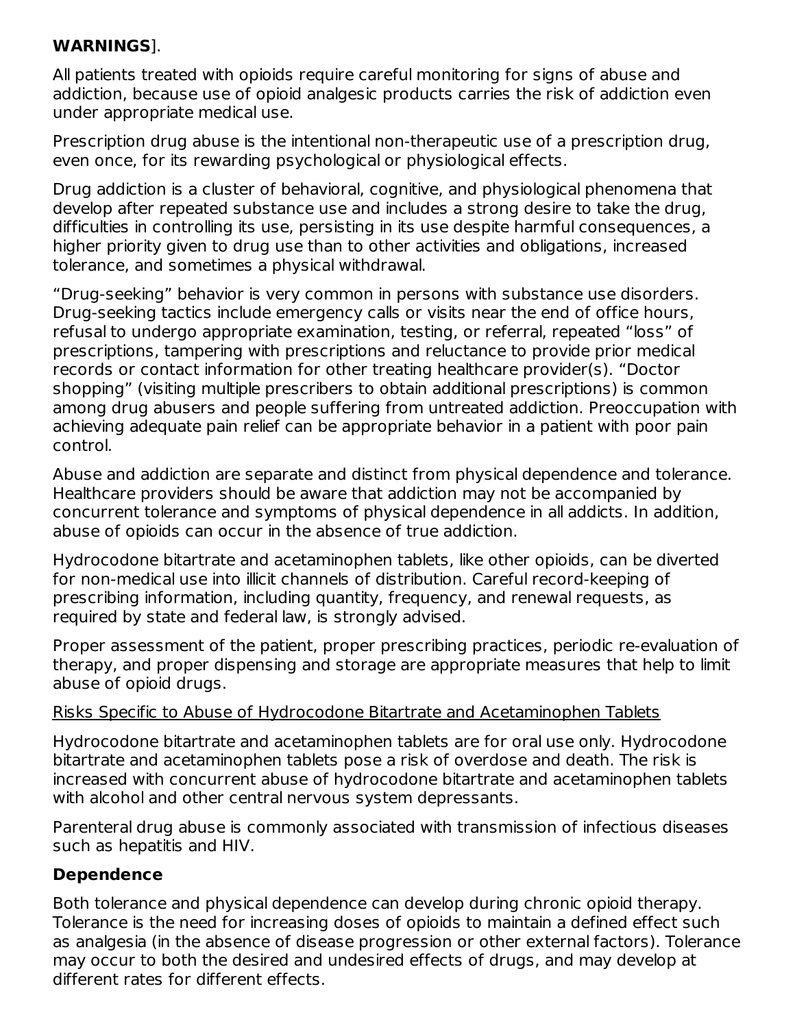**WARNINGS**].

All patients treated with opioids require careful monitoring for signs of abuse and addiction, because use of opioid analgesic products carries the risk of addiction even under appropriate medical use.

Prescription drug abuse is the intentional non-therapeutic use of a prescription drug, even once, for its rewarding psychological or physiological effects.

Drug addiction is a cluster of behavioral, cognitive, and physiological phenomena that develop after repeated substance use and includes a strong desire to take the drug, difficulties in controlling its use, persisting in its use despite harmful consequences, a higher priority given to drug use than to other activities and obligations, increased tolerance, and sometimes a physical withdrawal.

“Drug-seeking” behavior is very common in persons with substance use disorders. Drug-seeking tactics include emergency calls or visits near the end of office hours, refusal to undergo appropriate examination, testing, or referral, repeated “loss” of prescriptions, tampering with prescriptions and reluctance to provide prior medical records or contact information for other treating healthcare provider(s). “Doctor shopping” (visiting multiple prescribers to obtain additional prescriptions) is common among drug abusers and people suffering from untreated addiction. Preoccupation with achieving adequate pain relief can be appropriate behavior in a patient with poor pain control.

Abuse and addiction are separate and distinct from physical dependence and tolerance. Healthcare providers should be aware that addiction may not be accompanied by concurrent tolerance and symptoms of physical dependence in all addicts. In addition, abuse of opioids can occur in the absence of true addiction.

Hydrocodone bitartrate and acetaminophen tablets, like other opioids, can be diverted for non-medical use into illicit channels of distribution. Careful record-keeping of prescribing information, including quantity, frequency, and renewal requests, as required by state and federal law, is strongly advised.

Proper assessment of the patient, proper prescribing practices, periodic re-evaluation of therapy, and proper dispensing and storage are appropriate measures that help to limit abuse of opioid drugs.

Risks Specific to Abuse of Hydrocodone Bitartrate and Acetaminophen Tablets

Hydrocodone bitartrate and acetaminophen tablets are for oral use only. Hydrocodone bitartrate and acetaminophen tablets pose a risk of overdose and death. The risk is increased with concurrent abuse of hydrocodone bitartrate and acetaminophen tablets with alcohol and other central nervous system depressants.

Parenteral drug abuse is commonly associated with transmission of infectious diseases such as hepatitis and HIV.

**Dependence**

Both tolerance and physical dependence can develop during chronic opioid therapy. Tolerance is the need for increasing doses of opioids to maintain a defined effect such as analgesia (in the absence of disease progression or other external factors). Tolerance may occur to both the desired and undesired effects of drugs, and may develop at different rates for different effects.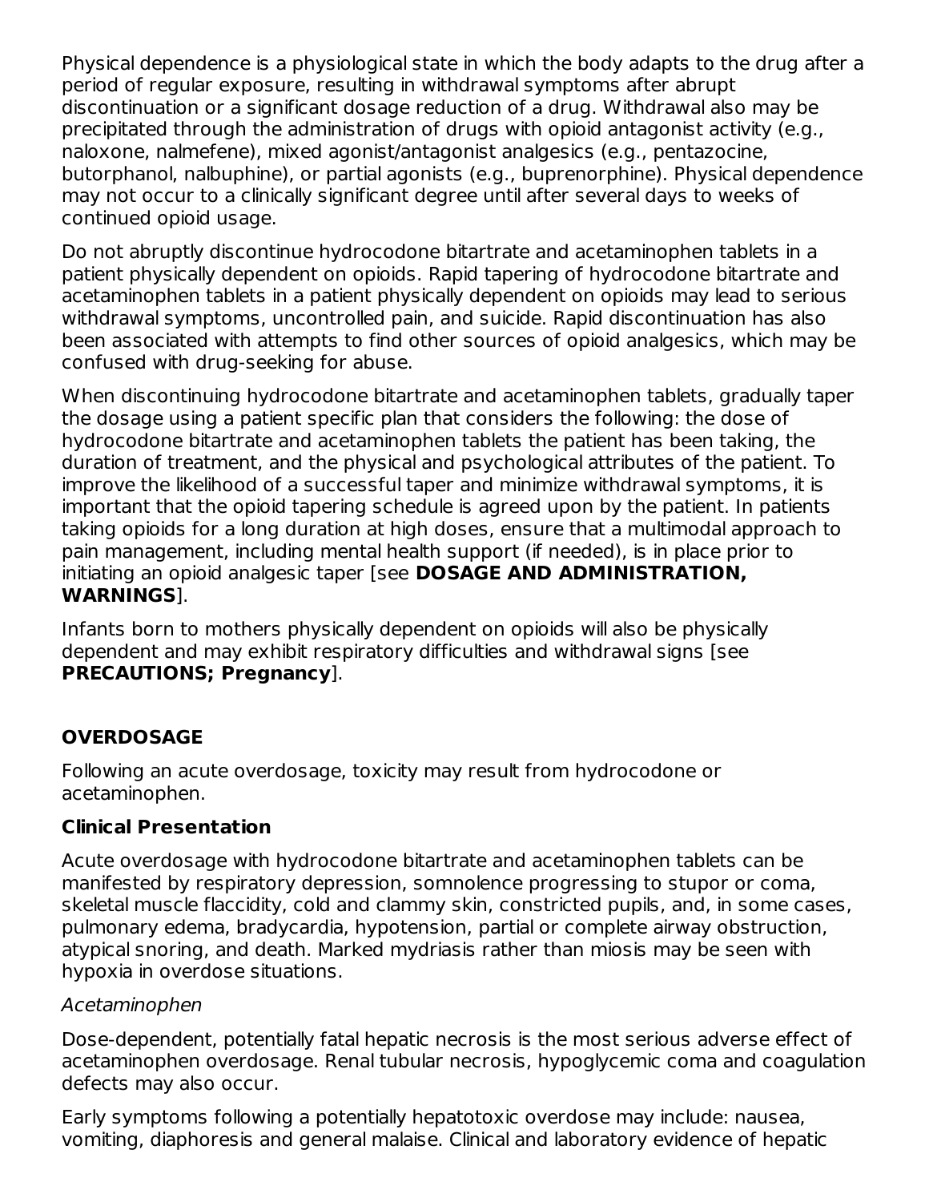Physical dependence is a physiological state in which the body adapts to the drug after a period of regular exposure, resulting in withdrawal symptoms after abrupt discontinuation or a significant dosage reduction of a drug. Withdrawal also may be precipitated through the administration of drugs with opioid antagonist activity (e.g., naloxone, nalmefene), mixed agonist/antagonist analgesics (e.g., pentazocine, butorphanol, nalbuphine), or partial agonists (e.g., buprenorphine). Physical dependence may not occur to a clinically significant degree until after several days to weeks of continued opioid usage.

Do not abruptly discontinue hydrocodone bitartrate and acetaminophen tablets in a patient physically dependent on opioids. Rapid tapering of hydrocodone bitartrate and acetaminophen tablets in a patient physically dependent on opioids may lead to serious withdrawal symptoms, uncontrolled pain, and suicide. Rapid discontinuation has also been associated with attempts to find other sources of opioid analgesics, which may be confused with drug-seeking for abuse.

When discontinuing hydrocodone bitartrate and acetaminophen tablets, gradually taper the dosage using a patient specific plan that considers the following: the dose of hydrocodone bitartrate and acetaminophen tablets the patient has been taking, the duration of treatment, and the physical and psychological attributes of the patient. To improve the likelihood of a successful taper and minimize withdrawal symptoms, it is important that the opioid tapering schedule is agreed upon by the patient. In patients taking opioids for a long duration at high doses, ensure that a multimodal approach to pain management, including mental health support (if needed), is in place prior to initiating an opioid analgesic taper [see **DOSAGE AND ADMINISTRATION, WARNINGS**].

Infants born to mothers physically dependent on opioids will also be physically dependent and may exhibit respiratory difficulties and withdrawal signs [see **PRECAUTIONS; Pregnancy**].

## OVERDOSAGE

Following an acute overdosage, toxicity may result from hydrocodone or acetaminophen.

### Clinical Presentation

Acute overdosage with hydrocodone bitartrate and acetaminophen tablets can be manifested by respiratory depression, somnolence progressing to stupor or coma, skeletal muscle flaccidity, cold and clammy skin, constricted pupils, and, in some cases, pulmonary edema, bradycardia, hypotension, partial or complete airway obstruction, atypical snoring, and death. Marked mydriasis rather than miosis may be seen with hypoxia in overdose situations.

*Acetaminophen*

Dose-dependent, potentially fatal hepatic necrosis is the most serious adverse effect of acetaminophen overdosage. Renal tubular necrosis, hypoglycemic coma and coagulation defects may also occur.

Early symptoms following a potentially hepatotoxic overdose may include: nausea, vomiting, diaphoresis and general malaise. Clinical and laboratory evidence of hepatic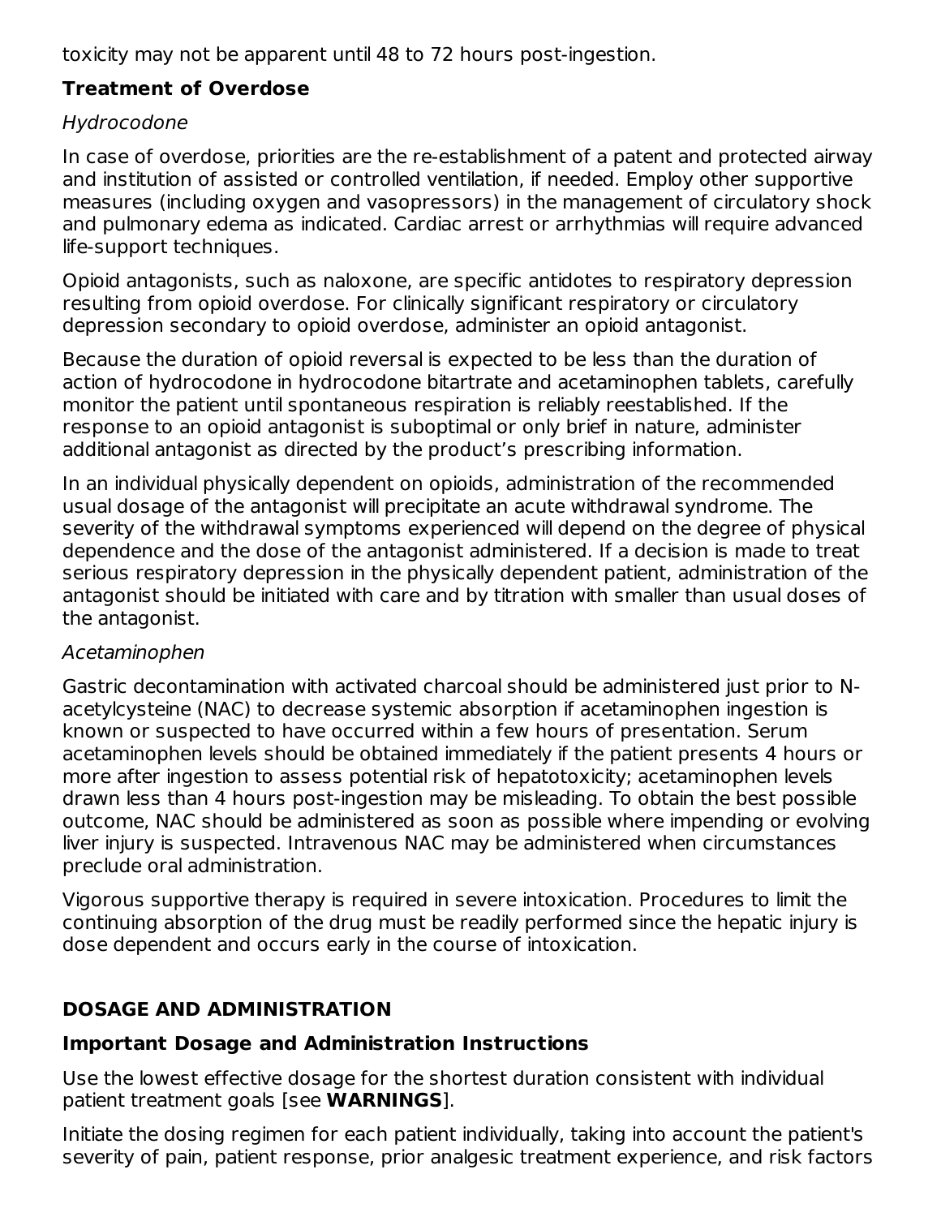toxicity may not be apparent until 48 to 72 hours post-ingestion.

### Treatment of Overdose

*Hydrocodone*

In case of overdose, priorities are the re-establishment of a patent and protected airway and institution of assisted or controlled ventilation, if needed. Employ other supportive measures (including oxygen and vasopressors) in the management of circulatory shock and pulmonary edema as indicated. Cardiac arrest or arrhythmias will require advanced life-support techniques.

Opioid antagonists, such as naloxone, are specific antidotes to respiratory depression resulting from opioid overdose. For clinically significant respiratory or circulatory depression secondary to opioid overdose, administer an opioid antagonist.

Because the duration of opioid reversal is expected to be less than the duration of action of hydrocodone in hydrocodone bitartrate and acetaminophen tablets, carefully monitor the patient until spontaneous respiration is reliably reestablished. If the response to an opioid antagonist is suboptimal or only brief in nature, administer additional antagonist as directed by the product's prescribing information.

In an individual physically dependent on opioids, administration of the recommended usual dosage of the antagonist will precipitate an acute withdrawal syndrome. The severity of the withdrawal symptoms experienced will depend on the degree of physical dependence and the dose of the antagonist administered. If a decision is made to treat serious respiratory depression in the physically dependent patient, administration of the antagonist should be initiated with care and by titration with smaller than usual doses of the antagonist.

*Acetaminophen*

Gastric decontamination with activated charcoal should be administered just prior to N-acetylcysteine (NAC) to decrease systemic absorption if acetaminophen ingestion is known or suspected to have occurred within a few hours of presentation. Serum acetaminophen levels should be obtained immediately if the patient presents 4 hours or more after ingestion to assess potential risk of hepatotoxicity; acetaminophen levels drawn less than 4 hours post-ingestion may be misleading. To obtain the best possible outcome, NAC should be administered as soon as possible where impending or evolving liver injury is suspected. Intravenous NAC may be administered when circumstances preclude oral administration.

Vigorous supportive therapy is required in severe intoxication. Procedures to limit the continuing absorption of the drug must be readily performed since the hepatic injury is dose dependent and occurs early in the course of intoxication.

## DOSAGE AND ADMINISTRATION

### Important Dosage and Administration Instructions

Use the lowest effective dosage for the shortest duration consistent with individual patient treatment goals [see **WARNINGS**].

Initiate the dosing regimen for each patient individually, taking into account the patient's severity of pain, patient response, prior analgesic treatment experience, and risk factors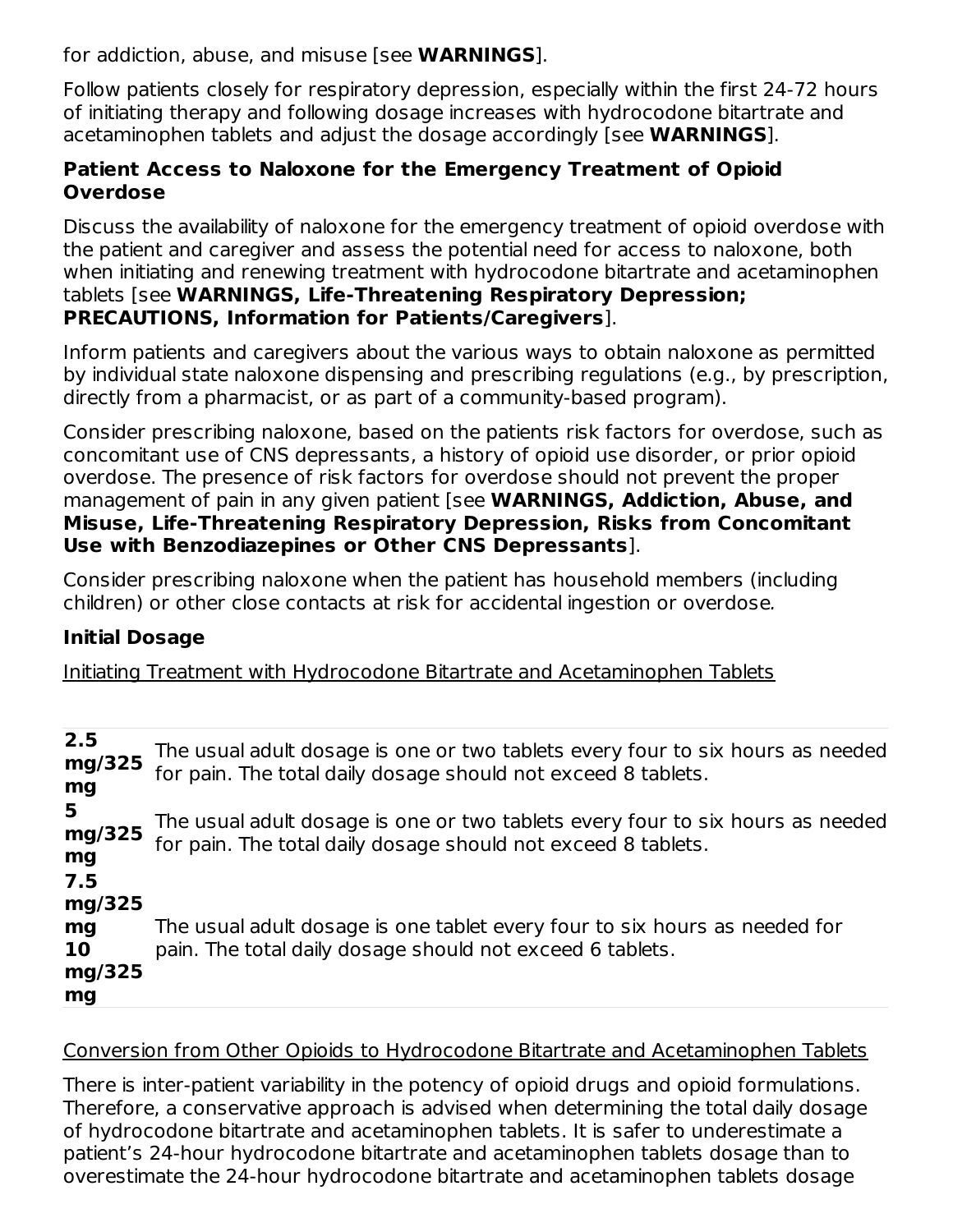for addiction, abuse, and misuse [see **WARNINGS**].

Follow patients closely for respiratory depression, especially within the first 24-72 hours of initiating therapy and following dosage increases with hydrocodone bitartrate and acetaminophen tablets and adjust the dosage accordingly [see **WARNINGS**].

**Patient Access to Naloxone for the Emergency Treatment of Opioid Overdose**

Discuss the availability of naloxone for the emergency treatment of opioid overdose with the patient and caregiver and assess the potential need for access to naloxone, both when initiating and renewing treatment with hydrocodone bitartrate and acetaminophen tablets [see **WARNINGS, Life-Threatening Respiratory Depression; PRECAUTIONS, Information for Patients/Caregivers**].

Inform patients and caregivers about the various ways to obtain naloxone as permitted by individual state naloxone dispensing and prescribing regulations (e.g., by prescription, directly from a pharmacist, or as part of a community-based program).

Consider prescribing naloxone, based on the patients risk factors for overdose, such as concomitant use of CNS depressants, a history of opioid use disorder, or prior opioid overdose. The presence of risk factors for overdose should not prevent the proper management of pain in any given patient [see **WARNINGS, Addiction, Abuse, and Misuse, Life-Threatening Respiratory Depression, Risks from Concomitant Use with Benzodiazepines or Other CNS Depressants**].

Consider prescribing naloxone when the patient has household members (including children) or other close contacts at risk for accidental ingestion or overdose*.*

**Initial Dosage**

Initiating Treatment with Hydrocodone Bitartrate and Acetaminophen Tablets

| | |
|---|---|
| **2.5 mg/325 mg** | The usual adult dosage is one or two tablets every four to six hours as needed for pain. The total daily dosage should not exceed 8 tablets. |
| **5 mg/325 mg** | The usual adult dosage is one or two tablets every four to six hours as needed for pain. The total daily dosage should not exceed 8 tablets. |
| **7.5 mg/325 mg**<br>**10 mg/325 mg** | The usual adult dosage is one tablet every four to six hours as needed for pain. The total daily dosage should not exceed 6 tablets. |

Conversion from Other Opioids to Hydrocodone Bitartrate and Acetaminophen Tablets

There is inter-patient variability in the potency of opioid drugs and opioid formulations. Therefore, a conservative approach is advised when determining the total daily dosage of hydrocodone bitartrate and acetaminophen tablets. It is safer to underestimate a patient's 24-hour hydrocodone bitartrate and acetaminophen tablets dosage than to overestimate the 24-hour hydrocodone bitartrate and acetaminophen tablets dosage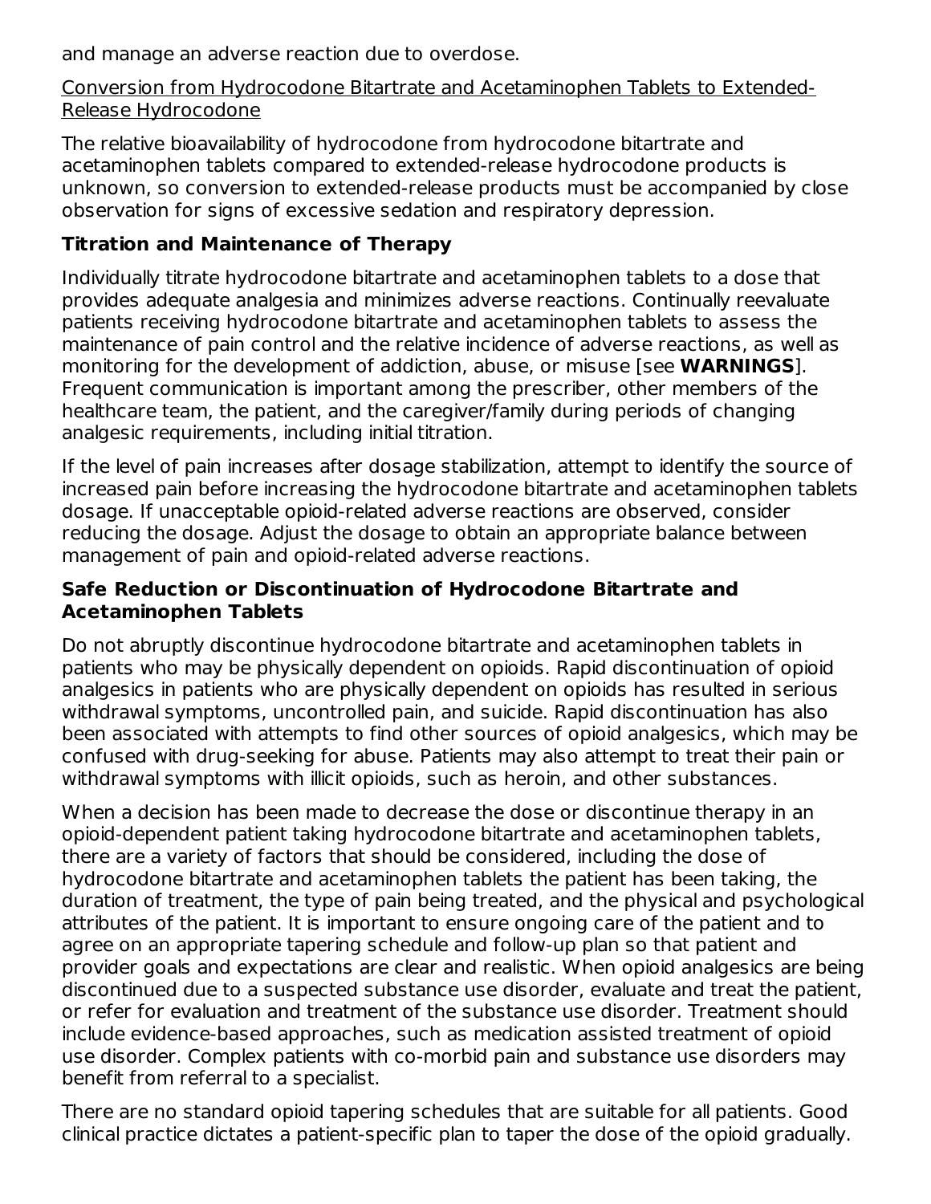and manage an adverse reaction due to overdose.

Conversion from Hydrocodone Bitartrate and Acetaminophen Tablets to Extended-Release Hydrocodone

The relative bioavailability of hydrocodone from hydrocodone bitartrate and acetaminophen tablets compared to extended-release hydrocodone products is unknown, so conversion to extended-release products must be accompanied by close observation for signs of excessive sedation and respiratory depression.

### Titration and Maintenance of Therapy

Individually titrate hydrocodone bitartrate and acetaminophen tablets to a dose that provides adequate analgesia and minimizes adverse reactions. Continually reevaluate patients receiving hydrocodone bitartrate and acetaminophen tablets to assess the maintenance of pain control and the relative incidence of adverse reactions, as well as monitoring for the development of addiction, abuse, or misuse [see **WARNINGS**]. Frequent communication is important among the prescriber, other members of the healthcare team, the patient, and the caregiver/family during periods of changing analgesic requirements, including initial titration.

If the level of pain increases after dosage stabilization, attempt to identify the source of increased pain before increasing the hydrocodone bitartrate and acetaminophen tablets dosage. If unacceptable opioid-related adverse reactions are observed, consider reducing the dosage. Adjust the dosage to obtain an appropriate balance between management of pain and opioid-related adverse reactions.

### Safe Reduction or Discontinuation of Hydrocodone Bitartrate and Acetaminophen Tablets

Do not abruptly discontinue hydrocodone bitartrate and acetaminophen tablets in patients who may be physically dependent on opioids. Rapid discontinuation of opioid analgesics in patients who are physically dependent on opioids has resulted in serious withdrawal symptoms, uncontrolled pain, and suicide. Rapid discontinuation has also been associated with attempts to find other sources of opioid analgesics, which may be confused with drug-seeking for abuse. Patients may also attempt to treat their pain or withdrawal symptoms with illicit opioids, such as heroin, and other substances.

When a decision has been made to decrease the dose or discontinue therapy in an opioid-dependent patient taking hydrocodone bitartrate and acetaminophen tablets, there are a variety of factors that should be considered, including the dose of hydrocodone bitartrate and acetaminophen tablets the patient has been taking, the duration of treatment, the type of pain being treated, and the physical and psychological attributes of the patient. It is important to ensure ongoing care of the patient and to agree on an appropriate tapering schedule and follow-up plan so that patient and provider goals and expectations are clear and realistic. When opioid analgesics are being discontinued due to a suspected substance use disorder, evaluate and treat the patient, or refer for evaluation and treatment of the substance use disorder. Treatment should include evidence-based approaches, such as medication assisted treatment of opioid use disorder. Complex patients with co-morbid pain and substance use disorders may benefit from referral to a specialist.

There are no standard opioid tapering schedules that are suitable for all patients. Good clinical practice dictates a patient-specific plan to taper the dose of the opioid gradually.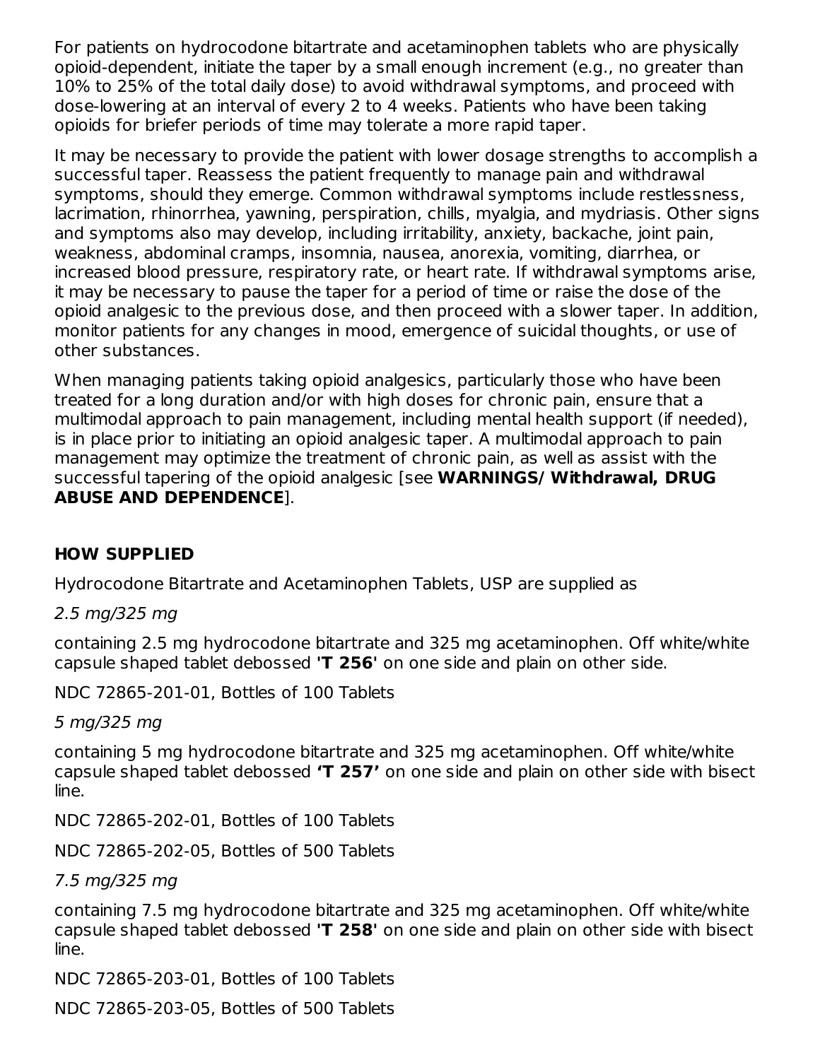For patients on hydrocodone bitartrate and acetaminophen tablets who are physically opioid-dependent, initiate the taper by a small enough increment (e.g., no greater than 10% to 25% of the total daily dose) to avoid withdrawal symptoms, and proceed with dose-lowering at an interval of every 2 to 4 weeks. Patients who have been taking opioids for briefer periods of time may tolerate a more rapid taper.

It may be necessary to provide the patient with lower dosage strengths to accomplish a successful taper. Reassess the patient frequently to manage pain and withdrawal symptoms, should they emerge. Common withdrawal symptoms include restlessness, lacrimation, rhinorrhea, yawning, perspiration, chills, myalgia, and mydriasis. Other signs and symptoms also may develop, including irritability, anxiety, backache, joint pain, weakness, abdominal cramps, insomnia, nausea, anorexia, vomiting, diarrhea, or increased blood pressure, respiratory rate, or heart rate. If withdrawal symptoms arise, it may be necessary to pause the taper for a period of time or raise the dose of the opioid analgesic to the previous dose, and then proceed with a slower taper. In addition, monitor patients for any changes in mood, emergence of suicidal thoughts, or use of other substances.

When managing patients taking opioid analgesics, particularly those who have been treated for a long duration and/or with high doses for chronic pain, ensure that a multimodal approach to pain management, including mental health support (if needed), is in place prior to initiating an opioid analgesic taper. A multimodal approach to pain management may optimize the treatment of chronic pain, as well as assist with the successful tapering of the opioid analgesic [see **WARNINGS/ Withdrawal, DRUG ABUSE AND DEPENDENCE**].

## HOW SUPPLIED

Hydrocodone Bitartrate and Acetaminophen Tablets, USP are supplied as

*2.5 mg/325 mg*

containing 2.5 mg hydrocodone bitartrate and 325 mg acetaminophen. Off white/white capsule shaped tablet debossed **'T 256'** on one side and plain on other side.

NDC 72865-201-01, Bottles of 100 Tablets

*5 mg/325 mg*

containing 5 mg hydrocodone bitartrate and 325 mg acetaminophen. Off white/white capsule shaped tablet debossed **'T 257'** on one side and plain on other side with bisect line.

NDC 72865-202-01, Bottles of 100 Tablets

NDC 72865-202-05, Bottles of 500 Tablets

*7.5 mg/325 mg*

containing 7.5 mg hydrocodone bitartrate and 325 mg acetaminophen. Off white/white capsule shaped tablet debossed **'T 258'** on one side and plain on other side with bisect line.

NDC 72865-203-01, Bottles of 100 Tablets

NDC 72865-203-05, Bottles of 500 Tablets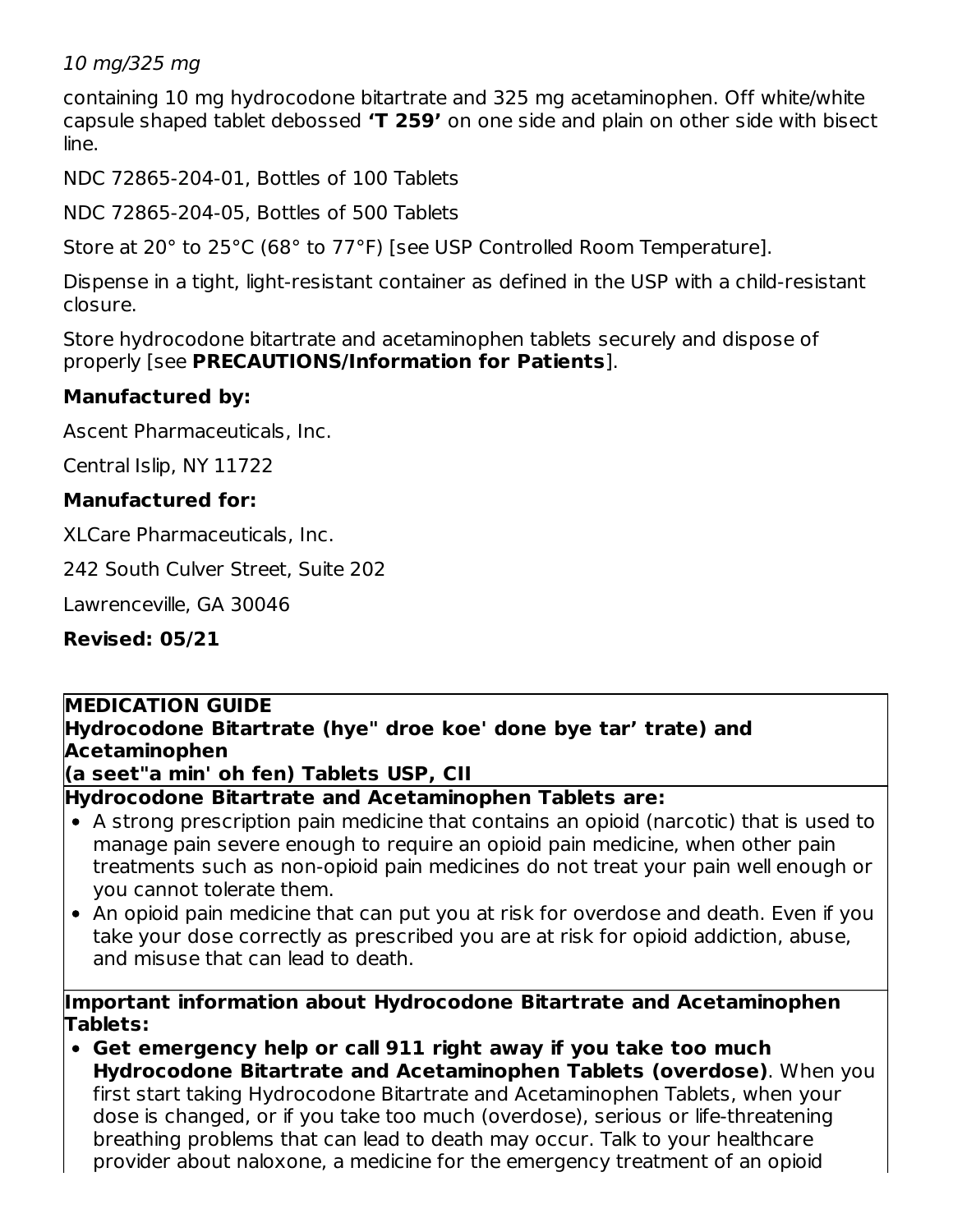*10 mg/325 mg*

containing 10 mg hydrocodone bitartrate and 325 mg acetaminophen. Off white/white capsule shaped tablet debossed **'T 259'** on one side and plain on other side with bisect line.

NDC 72865-204-01, Bottles of 100 Tablets

NDC 72865-204-05, Bottles of 500 Tablets

Store at 20° to 25°C (68° to 77°F) [see USP Controlled Room Temperature].

Dispense in a tight, light-resistant container as defined in the USP with a child-resistant closure.

Store hydrocodone bitartrate and acetaminophen tablets securely and dispose of properly [see **PRECAUTIONS/Information for Patients**].

**Manufactured by:**

Ascent Pharmaceuticals, Inc.

Central Islip, NY 11722

**Manufactured for:**

XLCare Pharmaceuticals, Inc.

242 South Culver Street, Suite 202

Lawrenceville, GA 30046

**Revised: 05/21**

**MEDICATION GUIDE**
**Hydrocodone Bitartrate (hye" droe koe' done bye tar' trate) and Acetaminophen**
**(a seet"a min' oh fen) Tablets USP, CII**

**Hydrocodone Bitartrate and Acetaminophen Tablets are:**

- A strong prescription pain medicine that contains an opioid (narcotic) that is used to manage pain severe enough to require an opioid pain medicine, when other pain treatments such as non-opioid pain medicines do not treat your pain well enough or you cannot tolerate them.
- An opioid pain medicine that can put you at risk for overdose and death. Even if you take your dose correctly as prescribed you are at risk for opioid addiction, abuse, and misuse that can lead to death.

**Important information about Hydrocodone Bitartrate and Acetaminophen Tablets:**

- **Get emergency help or call 911 right away if you take too much Hydrocodone Bitartrate and Acetaminophen Tablets (overdose)**. When you first start taking Hydrocodone Bitartrate and Acetaminophen Tablets, when your dose is changed, or if you take too much (overdose), serious or life-threatening breathing problems that can lead to death may occur. Talk to your healthcare provider about naloxone, a medicine for the emergency treatment of an opioid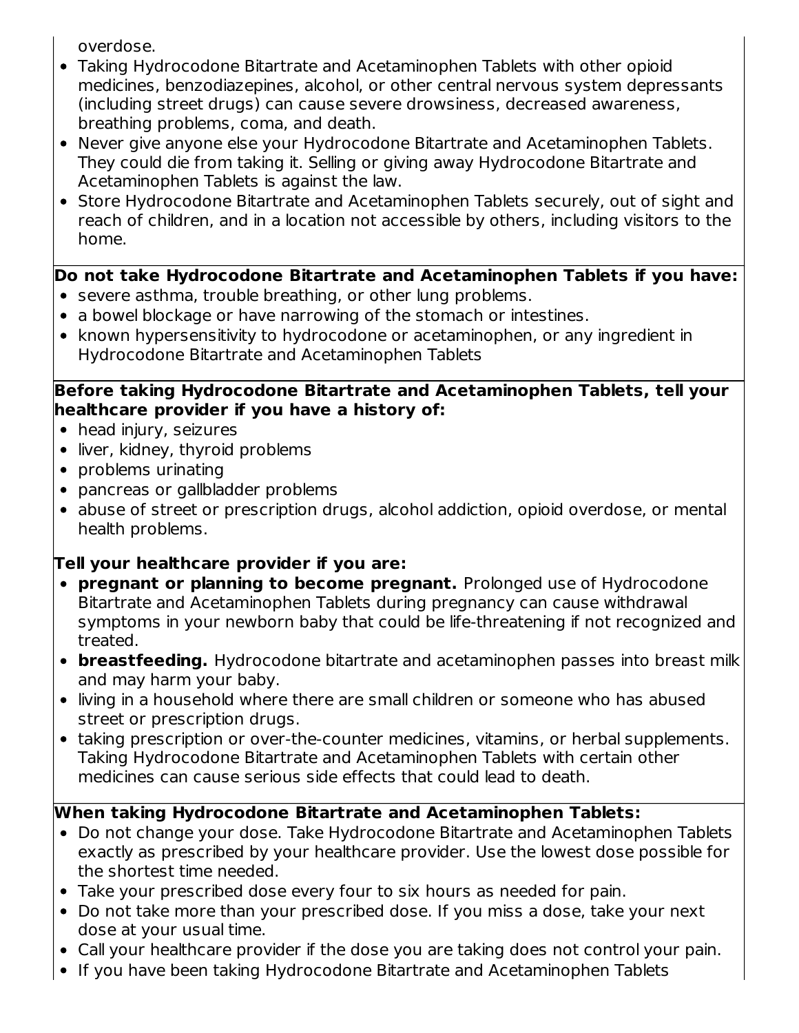overdose.

- Taking Hydrocodone Bitartrate and Acetaminophen Tablets with other opioid medicines, benzodiazepines, alcohol, or other central nervous system depressants (including street drugs) can cause severe drowsiness, decreased awareness, breathing problems, coma, and death.
- Never give anyone else your Hydrocodone Bitartrate and Acetaminophen Tablets. They could die from taking it. Selling or giving away Hydrocodone Bitartrate and Acetaminophen Tablets is against the law.
- Store Hydrocodone Bitartrate and Acetaminophen Tablets securely, out of sight and reach of children, and in a location not accessible by others, including visitors to the home.

**Do not take Hydrocodone Bitartrate and Acetaminophen Tablets if you have:**

- severe asthma, trouble breathing, or other lung problems.
- a bowel blockage or have narrowing of the stomach or intestines.
- known hypersensitivity to hydrocodone or acetaminophen, or any ingredient in Hydrocodone Bitartrate and Acetaminophen Tablets

**Before taking Hydrocodone Bitartrate and Acetaminophen Tablets, tell your healthcare provider if you have a history of:**

- head injury, seizures
- liver, kidney, thyroid problems
- problems urinating
- pancreas or gallbladder problems
- abuse of street or prescription drugs, alcohol addiction, opioid overdose, or mental health problems.

**Tell your healthcare provider if you are:**

- **pregnant or planning to become pregnant.** Prolonged use of Hydrocodone Bitartrate and Acetaminophen Tablets during pregnancy can cause withdrawal symptoms in your newborn baby that could be life-threatening if not recognized and treated.
- **breastfeeding.** Hydrocodone bitartrate and acetaminophen passes into breast milk and may harm your baby.
- living in a household where there are small children or someone who has abused street or prescription drugs.
- taking prescription or over-the-counter medicines, vitamins, or herbal supplements. Taking Hydrocodone Bitartrate and Acetaminophen Tablets with certain other medicines can cause serious side effects that could lead to death.

**When taking Hydrocodone Bitartrate and Acetaminophen Tablets:**

- Do not change your dose. Take Hydrocodone Bitartrate and Acetaminophen Tablets exactly as prescribed by your healthcare provider. Use the lowest dose possible for the shortest time needed.
- Take your prescribed dose every four to six hours as needed for pain.
- Do not take more than your prescribed dose. If you miss a dose, take your next dose at your usual time.
- Call your healthcare provider if the dose you are taking does not control your pain.
- If you have been taking Hydrocodone Bitartrate and Acetaminophen Tablets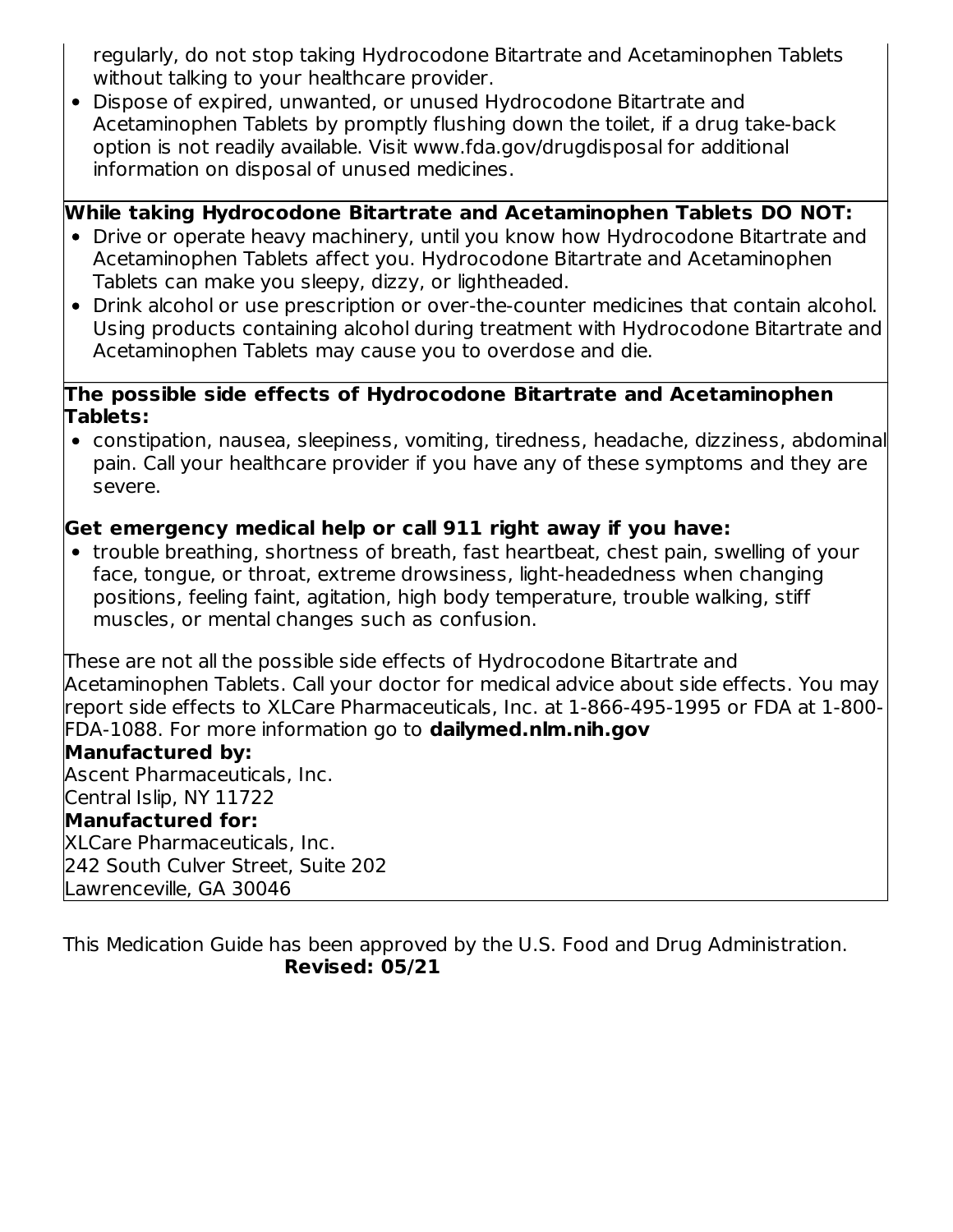regularly, do not stop taking Hydrocodone Bitartrate and Acetaminophen Tablets without talking to your healthcare provider.

- Dispose of expired, unwanted, or unused Hydrocodone Bitartrate and Acetaminophen Tablets by promptly flushing down the toilet, if a drug take-back option is not readily available. Visit www.fda.gov/drugdisposal for additional information on disposal of unused medicines.

**While taking Hydrocodone Bitartrate and Acetaminophen Tablets DO NOT:**

- Drive or operate heavy machinery, until you know how Hydrocodone Bitartrate and Acetaminophen Tablets affect you. Hydrocodone Bitartrate and Acetaminophen Tablets can make you sleepy, dizzy, or lightheaded.
- Drink alcohol or use prescription or over-the-counter medicines that contain alcohol. Using products containing alcohol during treatment with Hydrocodone Bitartrate and Acetaminophen Tablets may cause you to overdose and die.

**The possible side effects of Hydrocodone Bitartrate and Acetaminophen Tablets:**

- constipation, nausea, sleepiness, vomiting, tiredness, headache, dizziness, abdominal pain. Call your healthcare provider if you have any of these symptoms and they are severe.

**Get emergency medical help or call 911 right away if you have:**

- trouble breathing, shortness of breath, fast heartbeat, chest pain, swelling of your face, tongue, or throat, extreme drowsiness, light-headedness when changing positions, feeling faint, agitation, high body temperature, trouble walking, stiff muscles, or mental changes such as confusion.

These are not all the possible side effects of Hydrocodone Bitartrate and Acetaminophen Tablets. Call your doctor for medical advice about side effects. You may report side effects to XLCare Pharmaceuticals, Inc. at 1-866-495-1995 or FDA at 1-800-FDA-1088. For more information go to **dailymed.nlm.nih.gov**

**Manufactured by:**
Ascent Pharmaceuticals, Inc.
Central Islip, NY 11722

**Manufactured for:**
XLCare Pharmaceuticals, Inc.
242 South Culver Street, Suite 202
Lawrenceville, GA 30046

This Medication Guide has been approved by the U.S. Food and Drug Administration.
**Revised: 05/21**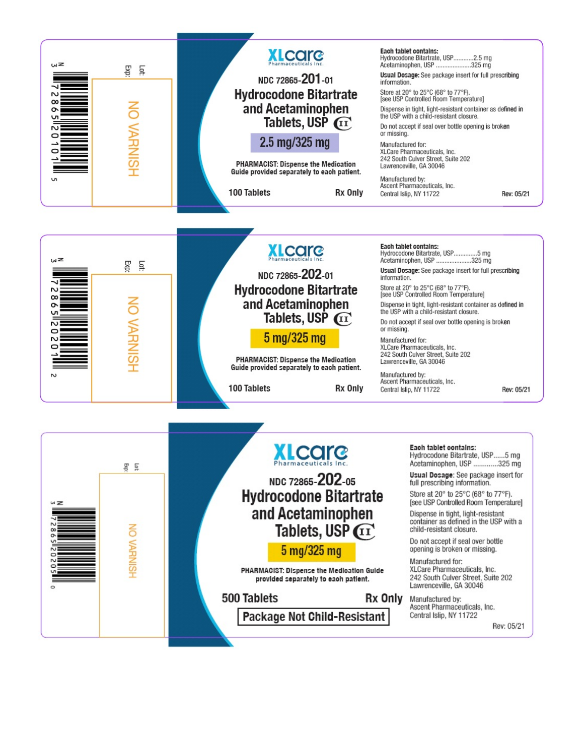N
3 72865 20101 5

Lot:
Exp:

NO VARNISH

XLcare
Pharmaceuticals Inc.

NDC 72865-**201**-01

**Hydrocodone Bitartrate and Acetaminophen Tablets, USP** CII

**2.5 mg/325 mg**

**PHARMACIST: Dispense the Medication Guide provided separately to each patient.**

**100 Tablets** **Rx Only**

**Each tablet contains:**
Hydrocodone Bitartrate, USP............2.5 mg
Acetaminophen, USP ......................325 mg

**Usual Dosage:** See package insert for full prescribing information.

Store at 20° to 25°C (68° to 77°F).
[see USP Controlled Room Temperature]

Dispense in tight, light-resistant container as defined in the USP with a child-resistant closure.

Do not accept if seal over bottle opening is broken or missing.

Manufactured for:
XLCare Pharmaceuticals, Inc.
242 South Culver Street, Suite 202
Lawrenceville, GA 30046

Manufactured by:
Ascent Pharmaceuticals, Inc.
Central Islip, NY 11722

Rev: 05/21

---

N
3 72865 20201 2

Lot:
Exp:

NO VARNISH

XLcare
Pharmaceuticals Inc.

NDC 72865-**202**-01

**Hydrocodone Bitartrate and Acetaminophen Tablets, USP** CII

**5 mg/325 mg**

**PHARMACIST: Dispense the Medication Guide provided separately to each patient.**

**100 Tablets** **Rx Only**

**Each tablet contains:**
Hydrocodone Bitartrate, USP..............5 mg
Acetaminophen, USP ......................325 mg

**Usual Dosage:** See package insert for full prescribing information.

Store at 20° to 25°C (68° to 77°F).
[see USP Controlled Room Temperature]

Dispense in tight, light-resistant container as defined in the USP with a child-resistant closure.

Do not accept if seal over bottle opening is broken or missing.

Manufactured for:
XLCare Pharmaceuticals, Inc.
242 South Culver Street, Suite 202
Lawrenceville, GA 30046

Manufactured by:
Ascent Pharmaceuticals, Inc.
Central Islip, NY 11722

Rev: 05/21

---

N
3 72865 20205 0

Lot
Exp:

NO VARNISH

XLcare
Pharmaceuticals Inc.

NDC 72865-**202**-05

**Hydrocodone Bitartrate and Acetaminophen Tablets, USP** CII

**5 mg/325 mg**

**PHARMACIST: Dispense the Medication Guide provided separately to each patient.**

**500 Tablets** **Rx Only**

**Package Not Child-Resistant**

**Each tablet contains:**
Hydrocodone Bitartrate, USP......5 mg
Acetaminophen, USP ............325 mg

**Usual Dosage:** See package insert for full prescribing information.

Store at 20° to 25°C (68° to 77°F).
[see USP Controlled Room Temperature]

Dispense in tight, light-resistant container as defined in the USP with a child-resistant closure.

Do not accept if seal over bottle opening is broken or missing.

Manufactured for:
XLCare Pharmaceuticals, Inc.
242 South Culver Street, Suite 202
Lawrenceville, GA 30046

Manufactured by:
Ascent Pharmaceuticals, Inc.
Central Islip, NY 11722

Rev: 05/21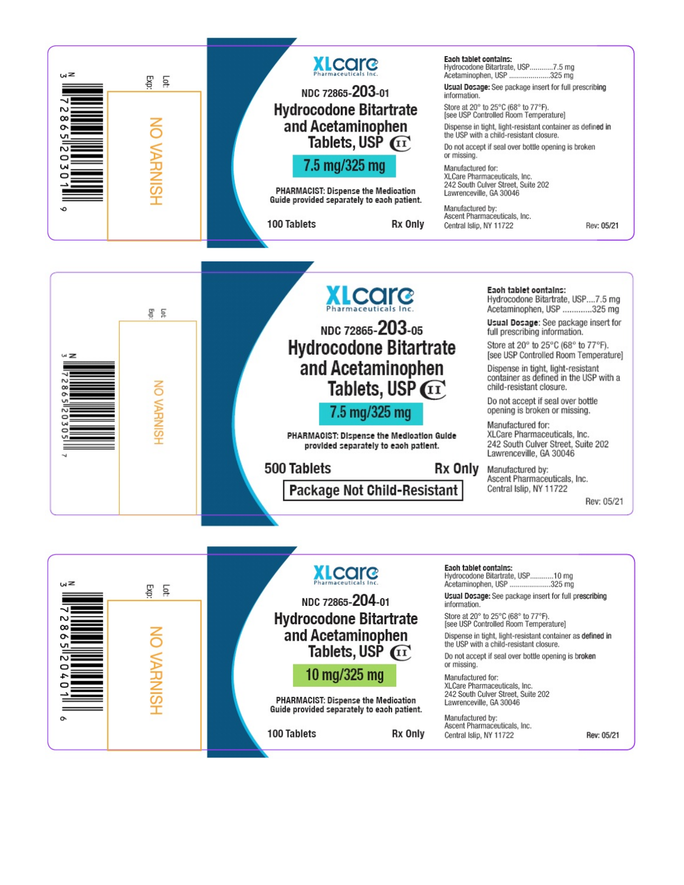N 3 72865 20301 9

Lot:
Exp:

NO VARNISH

XLcare
Pharmaceuticals Inc.

NDC 72865-203-01

**Hydrocodone Bitartrate and Acetaminophen Tablets, USP CII**

**7.5 mg/325 mg**

**PHARMACIST: Dispense the Medication Guide provided separately to each patient.**

**100 Tablets** **Rx Only**

**Each tablet contains:**
Hydrocodone Bitartrate, USP............7.5 mg
Acetaminophen, USP .....................325 mg

**Usual Dosage:** See package insert for full prescribing information.

Store at 20° to 25°C (68° to 77°F).
[see USP Controlled Room Temperature]

Dispense in tight, light-resistant container as defined in the USP with a child-resistant closure.

Do not accept if seal over bottle opening is broken or missing.

Manufactured for:
XLCare Pharmaceuticals, Inc.
242 South Culver Street, Suite 202
Lawrenceville, GA 30046

Manufactured by:
Ascent Pharmaceuticals, Inc.
Central Islip, NY 11722

Rev: 05/21

---

N 3 72865 20305 7

Lot:
Exp:

NO VARNISH

XLcare
Pharmaceuticals Inc.

NDC 72865-203-05

**Hydrocodone Bitartrate and Acetaminophen Tablets, USP CII**

**7.5 mg/325 mg**

**PHARMACIST: Dispense the Medication Guide provided separately to each patient.**

**500 Tablets** **Rx Only**

**Package Not Child-Resistant**

**Each tablet contains:**
Hydrocodone Bitartrate, USP....7.5 mg
Acetaminophen, USP .............325 mg

**Usual Dosage:** See package insert for full prescribing information.

Store at 20° to 25°C (68° to 77°F).
[see USP Controlled Room Temperature]

Dispense in tight, light-resistant container as defined in the USP with a child-resistant closure.

Do not accept if seal over bottle opening is broken or missing.

Manufactured for:
XLCare Pharmaceuticals, Inc.
242 South Culver Street, Suite 202
Lawrenceville, GA 30046

Manufactured by:
Ascent Pharmaceuticals, Inc.
Central Islip, NY 11722

Rev: 05/21

---

N 3 72865 20401 6

Lot:
Exp:

NO VARNISH

XLcare
Pharmaceuticals Inc.

NDC 72865-204-01

**Hydrocodone Bitartrate and Acetaminophen Tablets, USP CII**

**10 mg/325 mg**

**PHARMACIST: Dispense the Medication Guide provided separately to each patient.**

**100 Tablets** **Rx Only**

**Each tablet contains:**
Hydrocodone Bitartrate, USP...........10 mg
Acetaminophen, USP .....................325 mg

**Usual Dosage:** See package insert for full prescribing information.

Store at 20° to 25°C (68° to 77°F).
[see USP Controlled Room Temperature]

Dispense in tight, light-resistant container as defined in the USP with a child-resistant closure.

Do not accept if seal over bottle opening is broken or missing.

Manufactured for:
XLCare Pharmaceuticals, Inc.
242 South Culver Street, Suite 202
Lawrenceville, GA 30046

Manufactured by:
Ascent Pharmaceuticals, Inc.
Central Islip, NY 11722

Rev: 05/21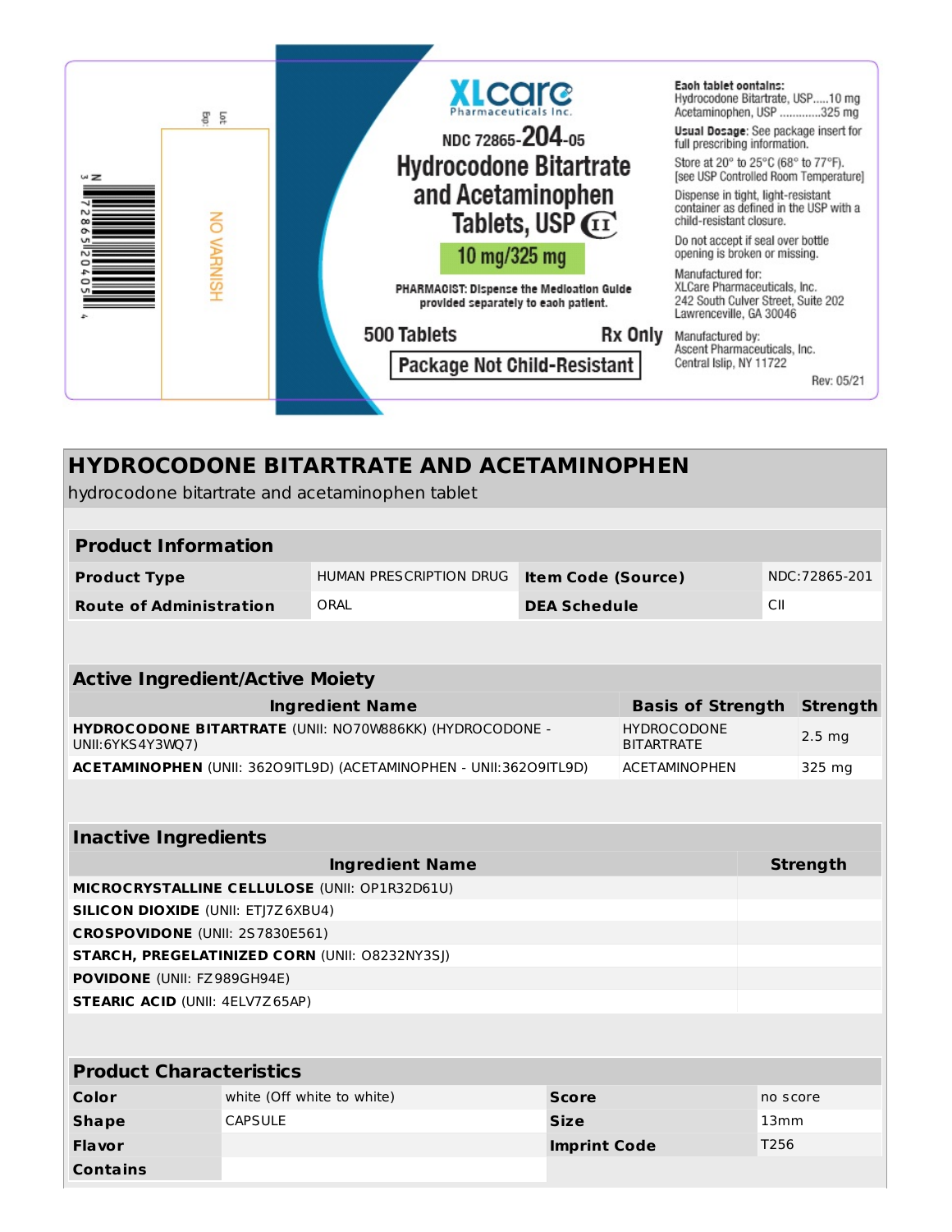XLcare
Pharmaceuticals Inc.

NDC 72865-204-05

# Hydrocodone Bitartrate and Acetaminophen Tablets, USP CII

**10 mg/325 mg**

PHARMACIST: Dispense the Medication Guide provided separately to each patient.

500 Tablets    Rx Only

Package Not Child-Resistant

NO VARNISH

Lot:
Exp:

N 3 72865 20405 4

Each tablet contains:
Hydrocodone Bitartrate, USP.....10 mg
Acetaminophen, USP .............325 mg

**Usual Dosage:** See package insert for full prescribing information.

Store at 20° to 25°C (68° to 77°F). [see USP Controlled Room Temperature]

Dispense in tight, light-resistant container as defined in the USP with a child-resistant closure.

Do not accept if seal over bottle opening is broken or missing.

Manufactured for:
XLCare Pharmaceuticals, Inc.
242 South Culver Street, Suite 202
Lawrenceville, GA 30046

Manufactured by:
Ascent Pharmaceuticals, Inc.
Central Islip, NY 11722

Rev: 05/21

## HYDROCODONE BITARTRATE AND ACETAMINOPHEN

hydrocodone bitartrate and acetaminophen tablet

| Product Information | | | |
|---|---|---|---|
| **Product Type** | HUMAN PRESCRIPTION DRUG | **Item Code (Source)** | NDC:72865-201 |
| **Route of Administration** | ORAL | **DEA Schedule** | CII |

| Active Ingredient/Active Moiety | | |
|---|---|---|
| **Ingredient Name** | **Basis of Strength** | **Strength** |
| **HYDROCODONE BITARTRATE** (UNII: NO70W886KK) (HYDROCODONE - UNII:6YKS4Y3WQ7) | HYDROCODONE BITARTRATE | 2.5 mg |
| **ACETAMINOPHEN** (UNII: 362O9ITL9D) (ACETAMINOPHEN - UNII:362O9ITL9D) | ACETAMINOPHEN | 325 mg |

| Inactive Ingredients | |
|---|---|
| **Ingredient Name** | **Strength** |
| **MICROCRYSTALLINE CELLULOSE** (UNII: OP1R32D61U) | |
| **SILICON DIOXIDE** (UNII: ETJ7Z6XBU4) | |
| **CROSPOVIDONE** (UNII: 2S7830E561) | |
| **STARCH, PREGELATINIZED CORN** (UNII: O8232NY3SJ) | |
| **POVIDONE** (UNII: FZ989GH94E) | |
| **STEARIC ACID** (UNII: 4ELV7Z65AP) | |

| Product Characteristics | | | |
|---|---|---|---|
| **Color** | white (Off white to white) | **Score** | no score |
| **Shape** | CAPSULE | **Size** | 13mm |
| **Flavor** | | **Imprint Code** | T256 |
| **Contains** | | | |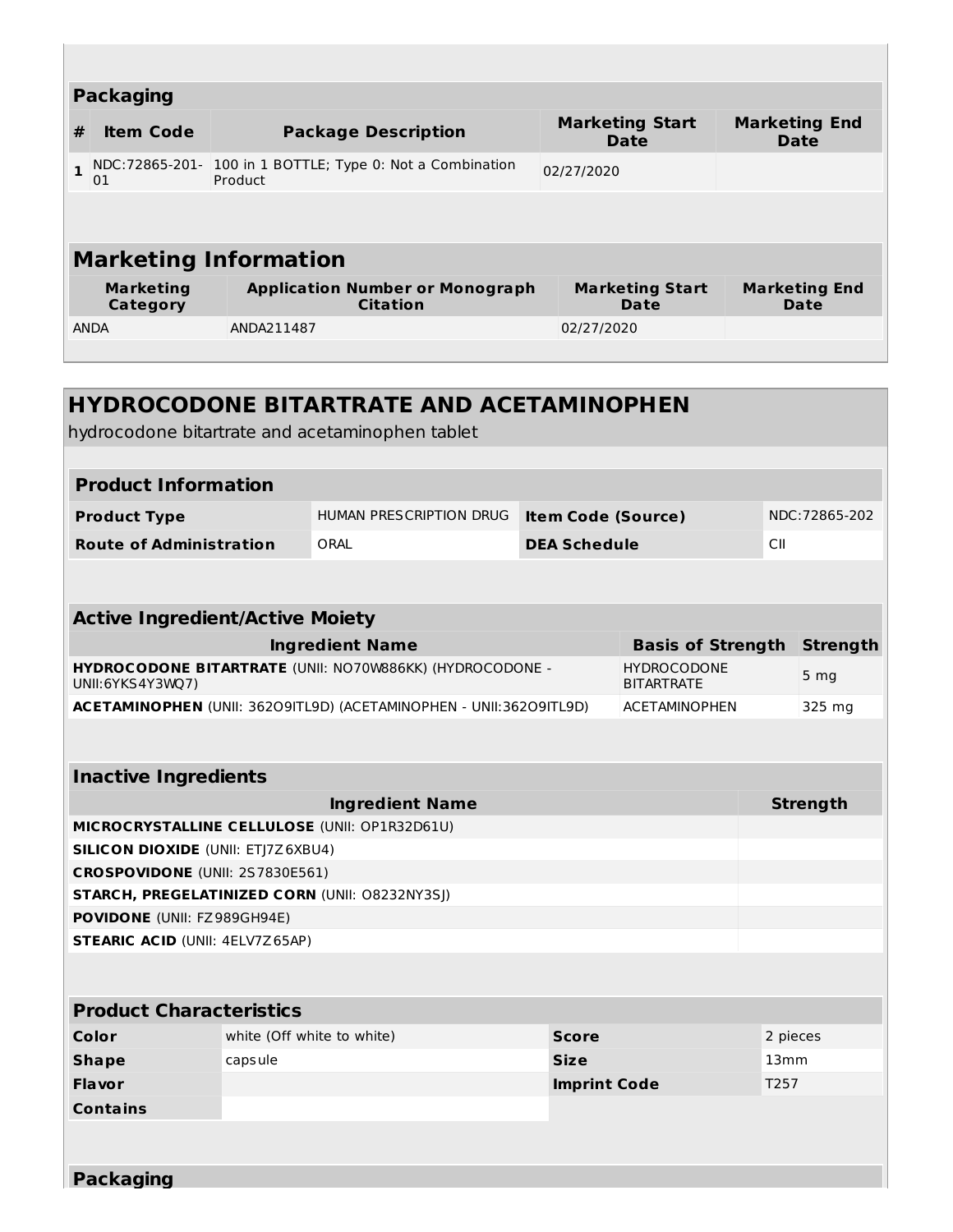## Packaging

| # | Item Code | Package Description | Marketing Start Date | Marketing End Date |
|---|---|---|---|---|
| 1 | NDC:72865-201-01 | 100 in 1 BOTTLE; Type 0: Not a Combination Product | 02/27/2020 | |

## Marketing Information

| Marketing Category | Application Number or Monograph Citation | Marketing Start Date | Marketing End Date |
|---|---|---|---|
| ANDA | ANDA211487 | 02/27/2020 | |

# HYDROCODONE BITARTRATE AND ACETAMINOPHEN

hydrocodone bitartrate and acetaminophen tablet

## Product Information

| | | | |
|---|---|---|---|
| **Product Type** | HUMAN PRESCRIPTION DRUG | **Item Code (Source)** | NDC:72865-202 |
| **Route of Administration** | ORAL | **DEA Schedule** | CII |

## Active Ingredient/Active Moiety

| Ingredient Name | Basis of Strength | Strength |
|---|---|---|
| **HYDROCODONE BITARTRATE** (UNII: NO70W886KK) (HYDROCODONE - UNII:6YKS4Y3WQ7) | HYDROCODONE BITARTRATE | 5 mg |
| **ACETAMINOPHEN** (UNII: 362O9ITL9D) (ACETAMINOPHEN - UNII:362O9ITL9D) | ACETAMINOPHEN | 325 mg |

## Inactive Ingredients

| Ingredient Name | Strength |
|---|---|
| **MICROCRYSTALLINE CELLULOSE** (UNII: OP1R32D61U) | |
| **SILICON DIOXIDE** (UNII: ETJ7Z6XBU4) | |
| **CROSPOVIDONE** (UNII: 2S7830E561) | |
| **STARCH, PREGELATINIZED CORN** (UNII: O8232NY3SJ) | |
| **POVIDONE** (UNII: FZ989GH94E) | |
| **STEARIC ACID** (UNII: 4ELV7Z65AP) | |

## Product Characteristics

| | | | |
|---|---|---|---|
| **Color** | white (Off white to white) | **Score** | 2 pieces |
| **Shape** | capsule | **Size** | 13mm |
| **Flavor** | | **Imprint Code** | T257 |
| **Contains** | | | |

## Packaging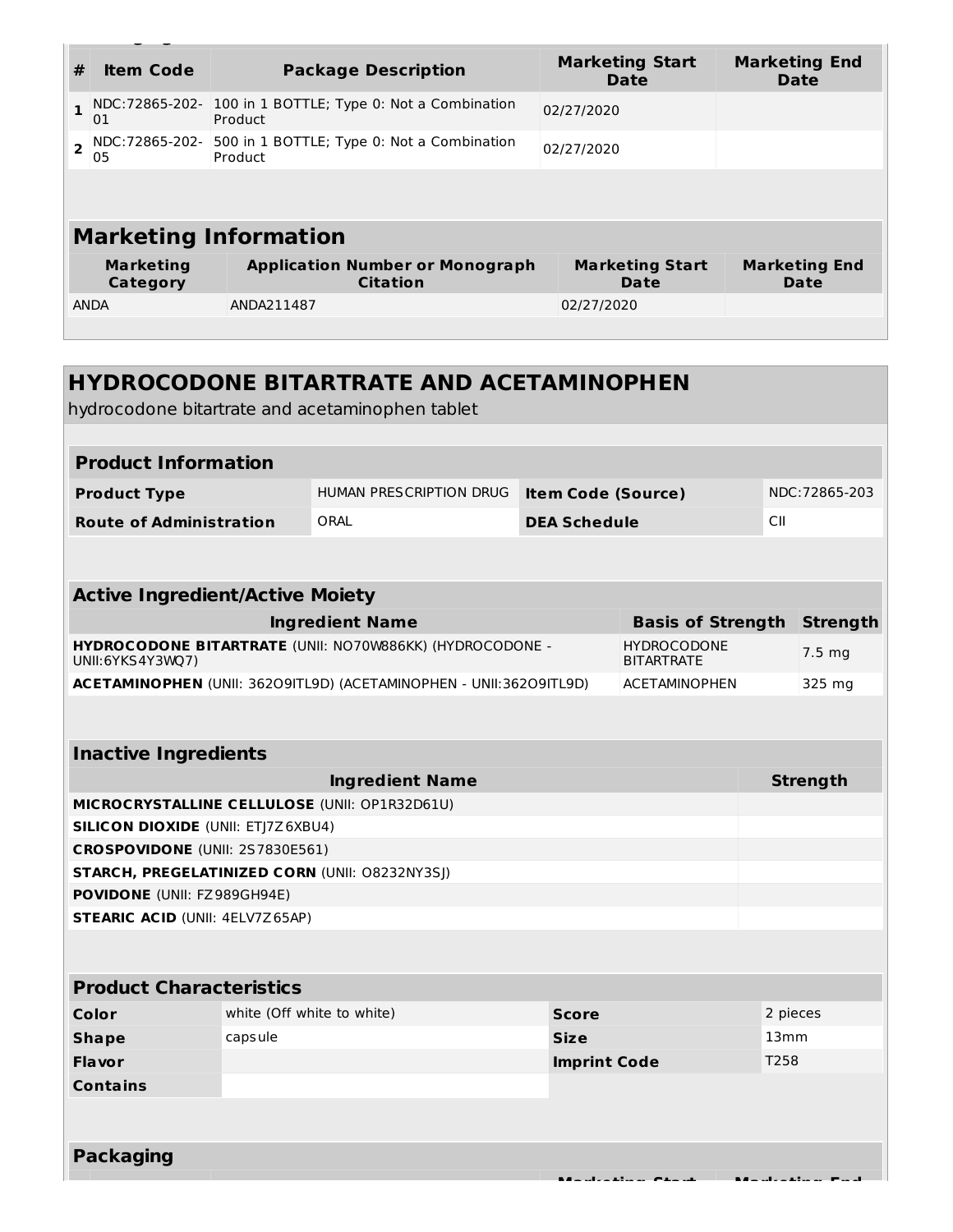| # | Item Code | Package Description | Marketing Start Date | Marketing End Date |
|---|---|---|---|---|
| 1 | NDC:72865-202-01 | 100 in 1 BOTTLE; Type 0: Not a Combination Product | 02/27/2020 | |
| 2 | NDC:72865-202-05 | 500 in 1 BOTTLE; Type 0: Not a Combination Product | 02/27/2020 | |

## Marketing Information

| Marketing Category | Application Number or Monograph Citation | Marketing Start Date | Marketing End Date |
|---|---|---|---|
| ANDA | ANDA211487 | 02/27/2020 | |

# HYDROCODONE BITARTRATE AND ACETAMINOPHEN

hydrocodone bitartrate and acetaminophen tablet

## Product Information

| | | | |
|---|---|---|---|
| **Product Type** | HUMAN PRESCRIPTION DRUG | **Item Code (Source)** | NDC:72865-203 |
| **Route of Administration** | ORAL | **DEA Schedule** | CII |

## Active Ingredient/Active Moiety

| Ingredient Name | Basis of Strength | Strength |
|---|---|---|
| **HYDROCODONE BITARTRATE** (UNII: NO70W886KK) (HYDROCODONE - UNII:6YKS4Y3WQ7) | HYDROCODONE BITARTRATE | 7.5 mg |
| **ACETAMINOPHEN** (UNII: 362O9ITL9D) (ACETAMINOPHEN - UNII:362O9ITL9D) | ACETAMINOPHEN | 325 mg |

## Inactive Ingredients

| Ingredient Name | Strength |
|---|---|
| **MICROCRYSTALLINE CELLULOSE** (UNII: OP1R32D61U) | |
| **SILICON DIOXIDE** (UNII: ETJ7Z6XBU4) | |
| **CROSPOVIDONE** (UNII: 2S7830E561) | |
| **STARCH, PREGELATINIZED CORN** (UNII: O8232NY3SJ) | |
| **POVIDONE** (UNII: FZ989GH94E) | |
| **STEARIC ACID** (UNII: 4ELV7Z65AP) | |

## Product Characteristics

| | | | |
|---|---|---|---|
| **Color** | white (Off white to white) | **Score** | 2 pieces |
| **Shape** | capsule | **Size** | 13mm |
| **Flavor** | | **Imprint Code** | T258 |
| **Contains** | | | |

## Packaging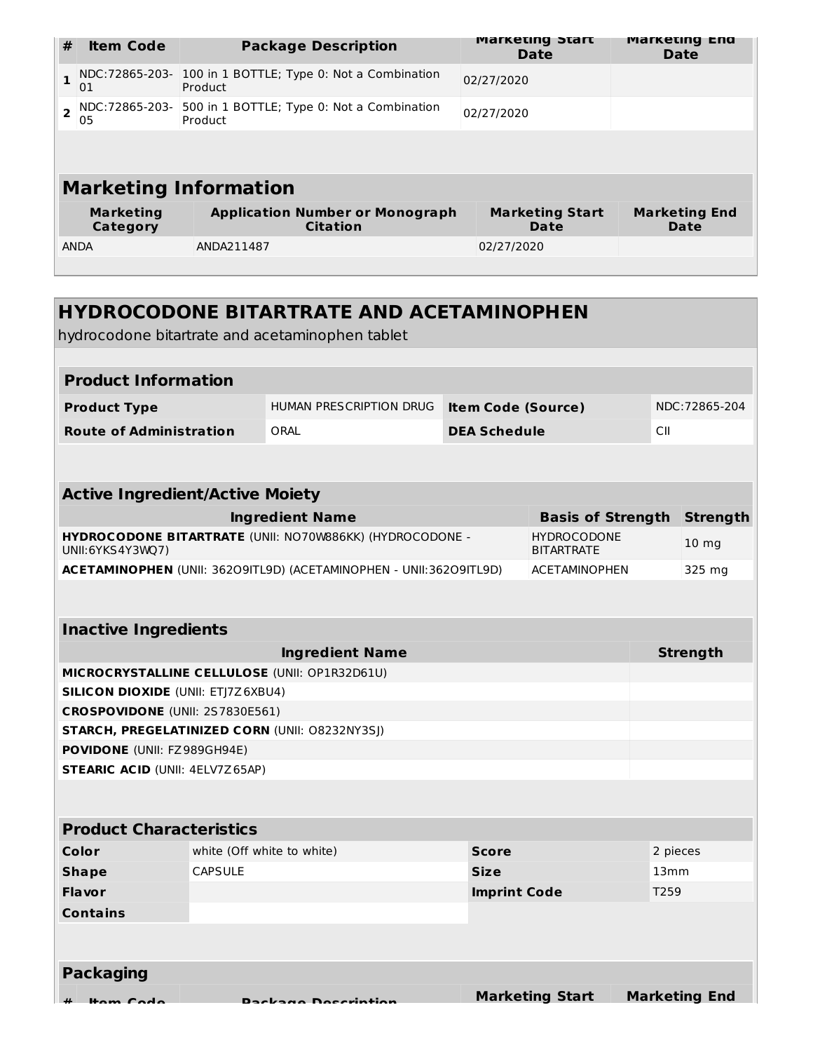| # | Item Code | Package Description | Marketing Start Date | Marketing End Date |
|---|---|---|---|---|
| 1 | NDC:72865-203-01 | 100 in 1 BOTTLE; Type 0: Not a Combination Product | 02/27/2020 | |
| 2 | NDC:72865-203-05 | 500 in 1 BOTTLE; Type 0: Not a Combination Product | 02/27/2020 | |

## Marketing Information

| Marketing Category | Application Number or Monograph Citation | Marketing Start Date | Marketing End Date |
|---|---|---|---|
| ANDA | ANDA211487 | 02/27/2020 | |

# HYDROCODONE BITARTRATE AND ACETAMINOPHEN

hydrocodone bitartrate and acetaminophen tablet

## Product Information

| | | | |
|---|---|---|---|
| **Product Type** | HUMAN PRESCRIPTION DRUG | **Item Code (Source)** | NDC:72865-204 |
| **Route of Administration** | ORAL | **DEA Schedule** | CII |

## Active Ingredient/Active Moiety

| Ingredient Name | Basis of Strength | Strength |
|---|---|---|
| **HYDROCODONE BITARTRATE** (UNII: NO70W886KK) (HYDROCODONE - UNII:6YKS4Y3WQ7) | HYDROCODONE BITARTRATE | 10 mg |
| **ACETAMINOPHEN** (UNII: 362O9ITL9D) (ACETAMINOPHEN - UNII:362O9ITL9D) | ACETAMINOPHEN | 325 mg |

## Inactive Ingredients

| Ingredient Name | Strength |
|---|---|
| **MICROCRYSTALLINE CELLULOSE** (UNII: OP1R32D61U) | |
| **SILICON DIOXIDE** (UNII: ETJ7Z6XBU4) | |
| **CROSPOVIDONE** (UNII: 2S7830E561) | |
| **STARCH, PREGELATINIZED CORN** (UNII: O8232NY3SJ) | |
| **POVIDONE** (UNII: FZ989GH94E) | |
| **STEARIC ACID** (UNII: 4ELV7Z65AP) | |

## Product Characteristics

| | | | |
|---|---|---|---|
| **Color** | white (Off white to white) | **Score** | 2 pieces |
| **Shape** | CAPSULE | **Size** | 13mm |
| **Flavor** | | **Imprint Code** | T259 |
| **Contains** | | | |

## Packaging

| # | Item Code | Package Description | Marketing Start Date | Marketing End Date |
|---|---|---|---|---|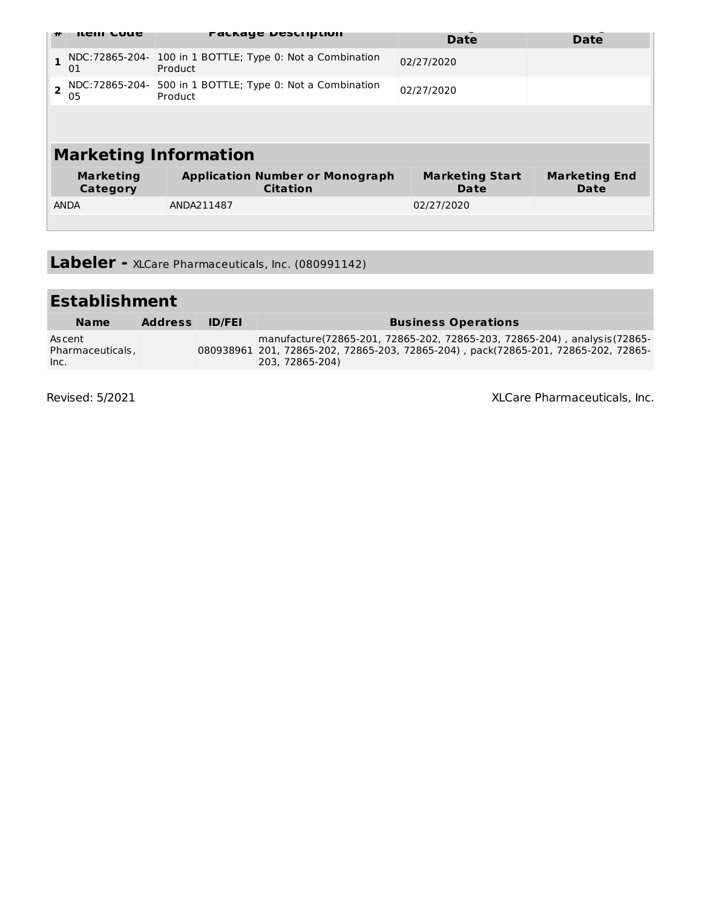| # | Item Code | Package Description | Marketing Start Date | Marketing End Date |
|---|---|---|---|---|
| 1 | NDC:72865-204-01 | 100 in 1 BOTTLE; Type 0: Not a Combination Product | 02/27/2020 | |
| 2 | NDC:72865-204-05 | 500 in 1 BOTTLE; Type 0: Not a Combination Product | 02/27/2020 | |

## Marketing Information

| Marketing Category | Application Number or Monograph Citation | Marketing Start Date | Marketing End Date |
|---|---|---|---|
| ANDA | ANDA211487 | 02/27/2020 | |

## Labeler - XLCare Pharmaceuticals, Inc. (080991142)

## Establishment

| Name | Address | ID/FEI | Business Operations |
|---|---|---|---|
| Ascent Pharmaceuticals, Inc. | | 080938961 | manufacture(72865-201, 72865-202, 72865-203, 72865-204) , analysis(72865-201, 72865-202, 72865-203, 72865-204) , pack(72865-201, 72865-202, 72865-203, 72865-204) |

Revised: 5/2021

XLCare Pharmaceuticals, Inc.